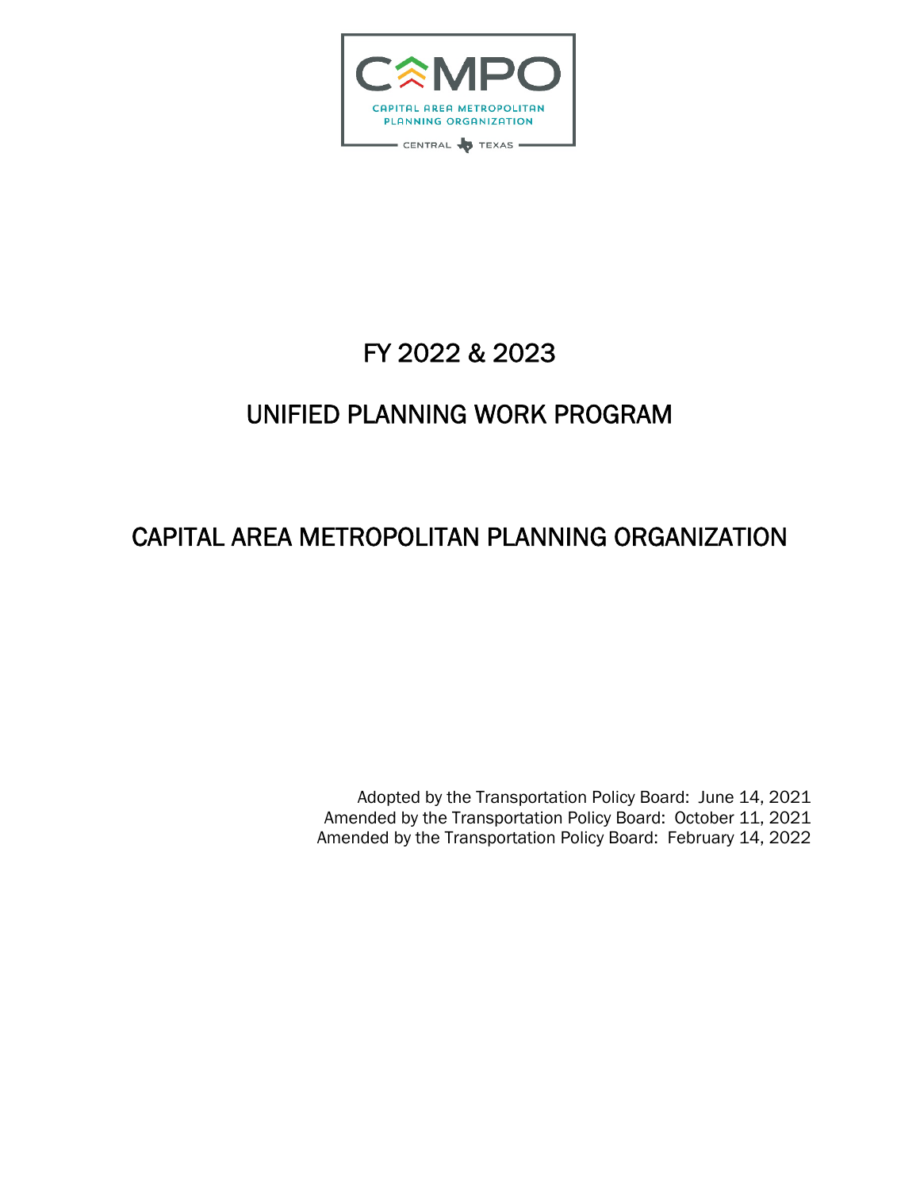CAMPO

CAPITAL AREA METROPOLITAN PLANNING ORGANIZATION

CENTRAL TEXAS

# FY 2022 & 2023

# UNIFIED PLANNING WORK PROGRAM

# CAPITAL AREA METROPOLITAN PLANNING ORGANIZATION

Adopted by the Transportation Policy Board: June 14, 2021
Amended by the Transportation Policy Board: October 11, 2021
Amended by the Transportation Policy Board: February 14, 2022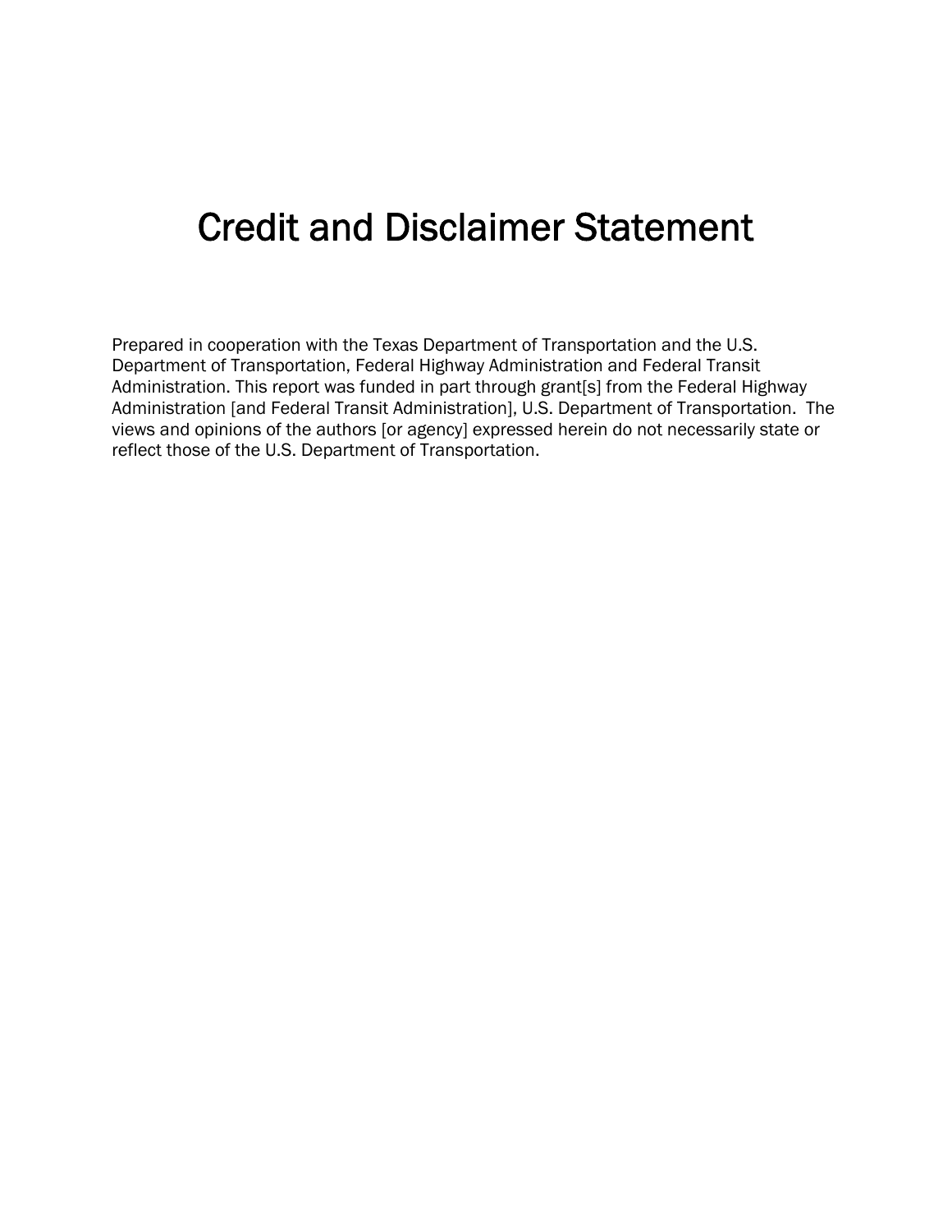# Credit and Disclaimer Statement

Prepared in cooperation with the Texas Department of Transportation and the U.S. Department of Transportation, Federal Highway Administration and Federal Transit Administration. This report was funded in part through grant[s] from the Federal Highway Administration [and Federal Transit Administration], U.S. Department of Transportation. The views and opinions of the authors [or agency] expressed herein do not necessarily state or reflect those of the U.S. Department of Transportation.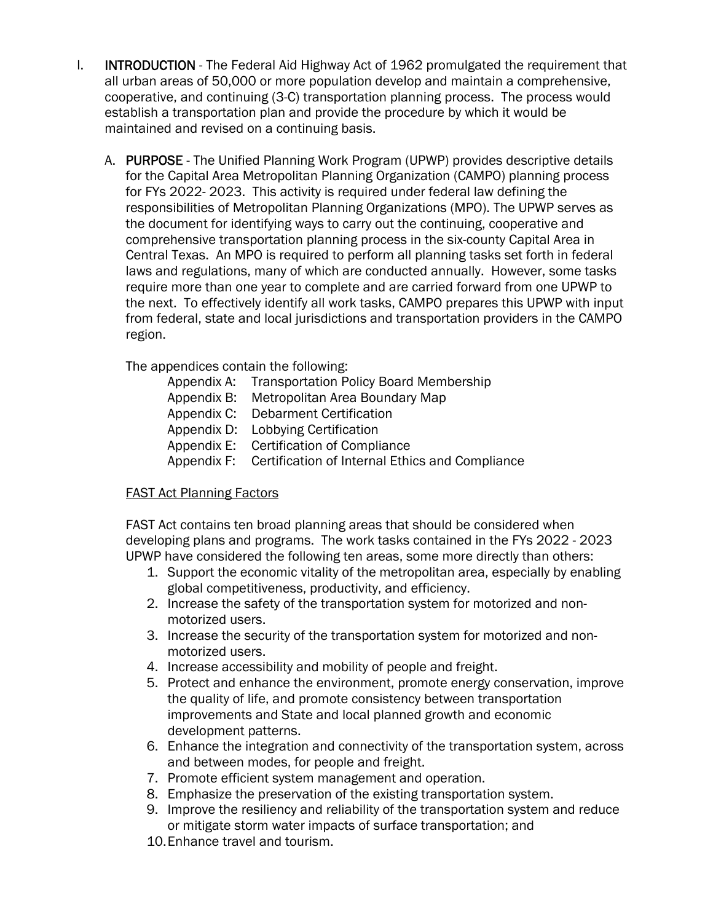## I. INTRODUCTION

**INTRODUCTION** - The Federal Aid Highway Act of 1962 promulgated the requirement that all urban areas of 50,000 or more population develop and maintain a comprehensive, cooperative, and continuing (3-C) transportation planning process. The process would establish a transportation plan and provide the procedure by which it would be maintained and revised on a continuing basis.

### A. PURPOSE

**PURPOSE** - The Unified Planning Work Program (UPWP) provides descriptive details for the Capital Area Metropolitan Planning Organization (CAMPO) planning process for FYs 2022- 2023. This activity is required under federal law defining the responsibilities of Metropolitan Planning Organizations (MPO). The UPWP serves as the document for identifying ways to carry out the continuing, cooperative and comprehensive transportation planning process in the six-county Capital Area in Central Texas. An MPO is required to perform all planning tasks set forth in federal laws and regulations, many of which are conducted annually. However, some tasks require more than one year to complete and are carried forward from one UPWP to the next. To effectively identify all work tasks, CAMPO prepares this UPWP with input from federal, state and local jurisdictions and transportation providers in the CAMPO region.

The appendices contain the following:

- Appendix A: Transportation Policy Board Membership
- Appendix B: Metropolitan Area Boundary Map
- Appendix C: Debarment Certification
- Appendix D: Lobbying Certification
- Appendix E: Certification of Compliance
- Appendix F: Certification of Internal Ethics and Compliance

<u>FAST Act Planning Factors</u>

FAST Act contains ten broad planning areas that should be considered when developing plans and programs. The work tasks contained in the FYs 2022 - 2023 UPWP have considered the following ten areas, some more directly than others:

1. Support the economic vitality of the metropolitan area, especially by enabling global competitiveness, productivity, and efficiency.
2. Increase the safety of the transportation system for motorized and non-motorized users.
3. Increase the security of the transportation system for motorized and non-motorized users.
4. Increase accessibility and mobility of people and freight.
5. Protect and enhance the environment, promote energy conservation, improve the quality of life, and promote consistency between transportation improvements and State and local planned growth and economic development patterns.
6. Enhance the integration and connectivity of the transportation system, across and between modes, for people and freight.
7. Promote efficient system management and operation.
8. Emphasize the preservation of the existing transportation system.
9. Improve the resiliency and reliability of the transportation system and reduce or mitigate storm water impacts of surface transportation; and
10. Enhance travel and tourism.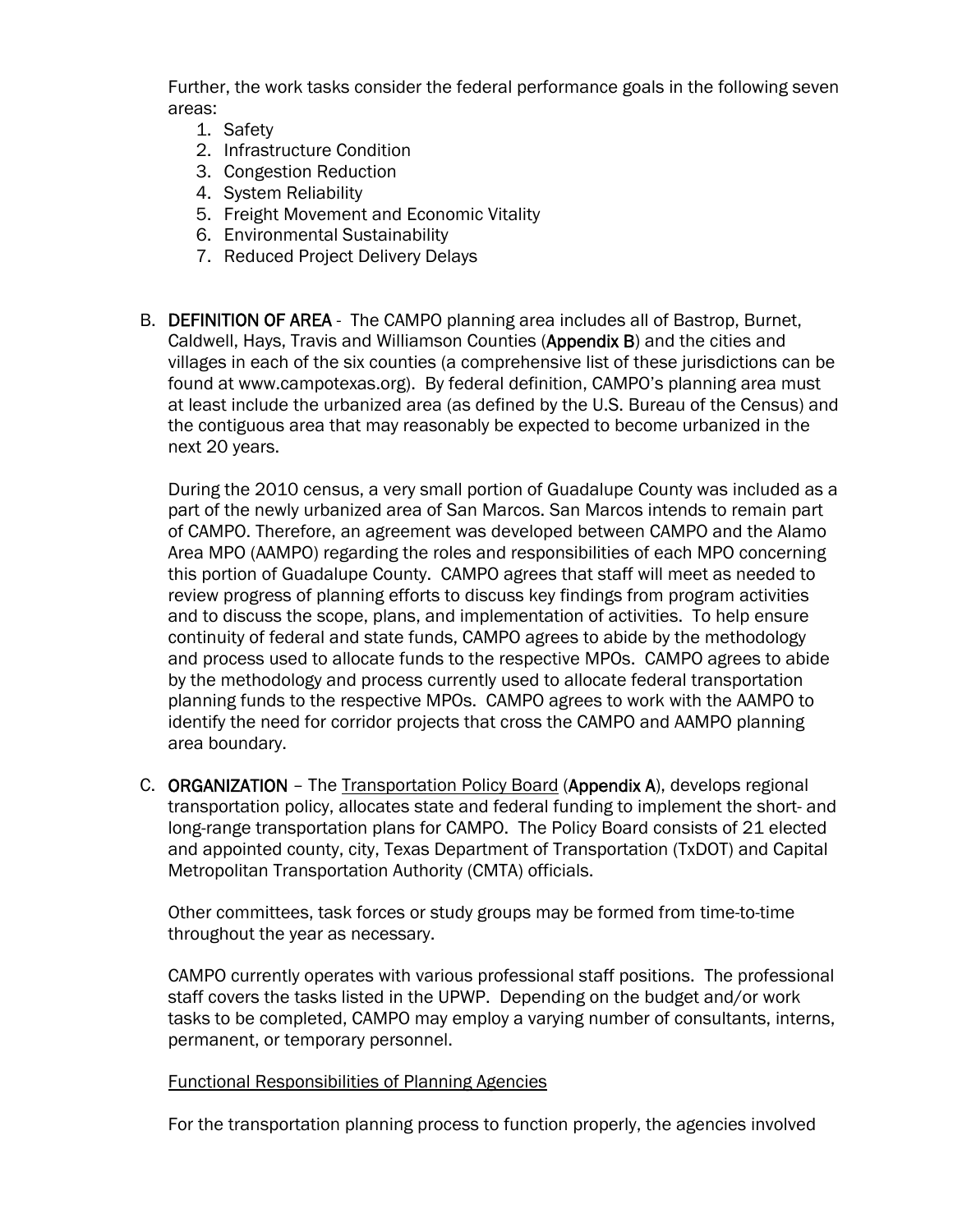Further, the work tasks consider the federal performance goals in the following seven areas:

1. Safety
2. Infrastructure Condition
3. Congestion Reduction
4. System Reliability
5. Freight Movement and Economic Vitality
6. Environmental Sustainability
7. Reduced Project Delivery Delays

B. **DEFINITION OF AREA** - The CAMPO planning area includes all of Bastrop, Burnet, Caldwell, Hays, Travis and Williamson Counties (**Appendix B**) and the cities and villages in each of the six counties (a comprehensive list of these jurisdictions can be found at www.campotexas.org). By federal definition, CAMPO's planning area must at least include the urbanized area (as defined by the U.S. Bureau of the Census) and the contiguous area that may reasonably be expected to become urbanized in the next 20 years.

During the 2010 census, a very small portion of Guadalupe County was included as a part of the newly urbanized area of San Marcos. San Marcos intends to remain part of CAMPO. Therefore, an agreement was developed between CAMPO and the Alamo Area MPO (AAMPO) regarding the roles and responsibilities of each MPO concerning this portion of Guadalupe County. CAMPO agrees that staff will meet as needed to review progress of planning efforts to discuss key findings from program activities and to discuss the scope, plans, and implementation of activities. To help ensure continuity of federal and state funds, CAMPO agrees to abide by the methodology and process used to allocate funds to the respective MPOs. CAMPO agrees to abide by the methodology and process currently used to allocate federal transportation planning funds to the respective MPOs. CAMPO agrees to work with the AAMPO to identify the need for corridor projects that cross the CAMPO and AAMPO planning area boundary.

C. **ORGANIZATION** – The Transportation Policy Board (**Appendix A**), develops regional transportation policy, allocates state and federal funding to implement the short- and long-range transportation plans for CAMPO. The Policy Board consists of 21 elected and appointed county, city, Texas Department of Transportation (TxDOT) and Capital Metropolitan Transportation Authority (CMTA) officials.

Other committees, task forces or study groups may be formed from time-to-time throughout the year as necessary.

CAMPO currently operates with various professional staff positions. The professional staff covers the tasks listed in the UPWP. Depending on the budget and/or work tasks to be completed, CAMPO may employ a varying number of consultants, interns, permanent, or temporary personnel.

Functional Responsibilities of Planning Agencies

For the transportation planning process to function properly, the agencies involved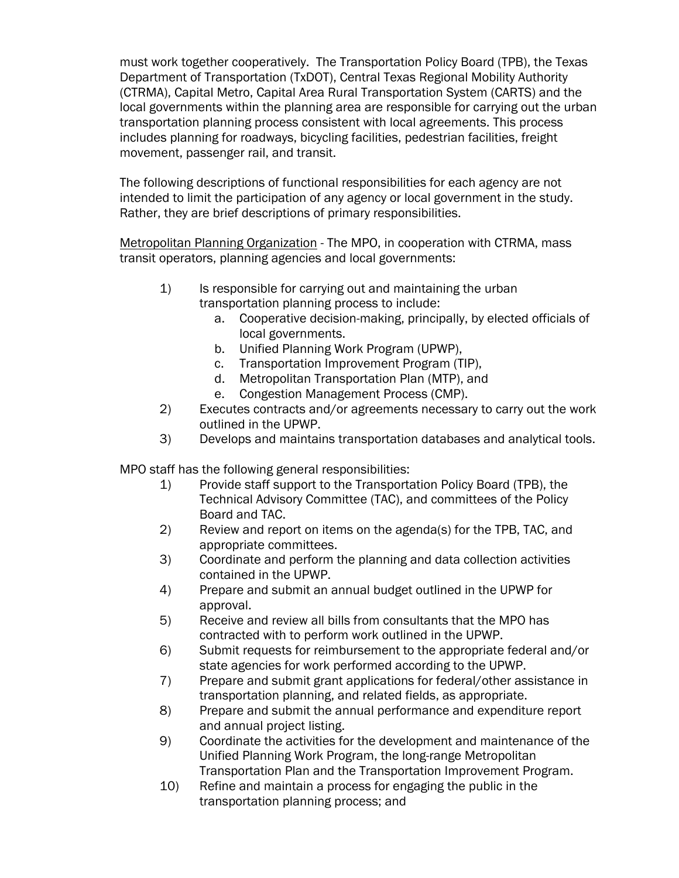must work together cooperatively. The Transportation Policy Board (TPB), the Texas Department of Transportation (TxDOT), Central Texas Regional Mobility Authority (CTRMA), Capital Metro, Capital Area Rural Transportation System (CARTS) and the local governments within the planning area are responsible for carrying out the urban transportation planning process consistent with local agreements. This process includes planning for roadways, bicycling facilities, pedestrian facilities, freight movement, passenger rail, and transit.

The following descriptions of functional responsibilities for each agency are not intended to limit the participation of any agency or local government in the study. Rather, they are brief descriptions of primary responsibilities.

<u>Metropolitan Planning Organization</u> - The MPO, in cooperation with CTRMA, mass transit operators, planning agencies and local governments:

1) Is responsible for carrying out and maintaining the urban transportation planning process to include:
   a. Cooperative decision-making, principally, by elected officials of local governments.
   b. Unified Planning Work Program (UPWP),
   c. Transportation Improvement Program (TIP),
   d. Metropolitan Transportation Plan (MTP), and
   e. Congestion Management Process (CMP).
2) Executes contracts and/or agreements necessary to carry out the work outlined in the UPWP.
3) Develops and maintains transportation databases and analytical tools.

MPO staff has the following general responsibilities:

1) Provide staff support to the Transportation Policy Board (TPB), the Technical Advisory Committee (TAC), and committees of the Policy Board and TAC.
2) Review and report on items on the agenda(s) for the TPB, TAC, and appropriate committees.
3) Coordinate and perform the planning and data collection activities contained in the UPWP.
4) Prepare and submit an annual budget outlined in the UPWP for approval.
5) Receive and review all bills from consultants that the MPO has contracted with to perform work outlined in the UPWP.
6) Submit requests for reimbursement to the appropriate federal and/or state agencies for work performed according to the UPWP.
7) Prepare and submit grant applications for federal/other assistance in transportation planning, and related fields, as appropriate.
8) Prepare and submit the annual performance and expenditure report and annual project listing.
9) Coordinate the activities for the development and maintenance of the Unified Planning Work Program, the long-range Metropolitan Transportation Plan and the Transportation Improvement Program.
10) Refine and maintain a process for engaging the public in the transportation planning process; and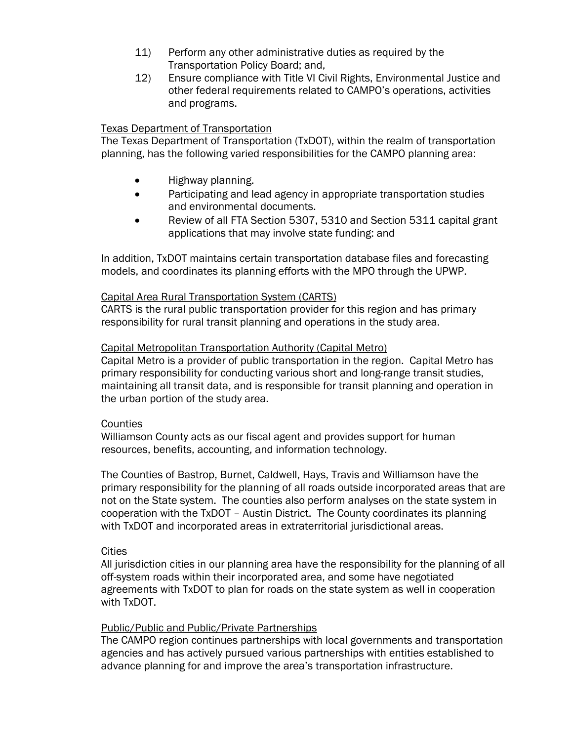11) Perform any other administrative duties as required by the Transportation Policy Board; and,
12) Ensure compliance with Title VI Civil Rights, Environmental Justice and other federal requirements related to CAMPO's operations, activities and programs.

Texas Department of Transportation

The Texas Department of Transportation (TxDOT), within the realm of transportation planning, has the following varied responsibilities for the CAMPO planning area:

- Highway planning.
- Participating and lead agency in appropriate transportation studies and environmental documents.
- Review of all FTA Section 5307, 5310 and Section 5311 capital grant applications that may involve state funding: and

In addition, TxDOT maintains certain transportation database files and forecasting models, and coordinates its planning efforts with the MPO through the UPWP.

Capital Area Rural Transportation System (CARTS)

CARTS is the rural public transportation provider for this region and has primary responsibility for rural transit planning and operations in the study area.

Capital Metropolitan Transportation Authority (Capital Metro)

Capital Metro is a provider of public transportation in the region. Capital Metro has primary responsibility for conducting various short and long-range transit studies, maintaining all transit data, and is responsible for transit planning and operation in the urban portion of the study area.

Counties

Williamson County acts as our fiscal agent and provides support for human resources, benefits, accounting, and information technology.

The Counties of Bastrop, Burnet, Caldwell, Hays, Travis and Williamson have the primary responsibility for the planning of all roads outside incorporated areas that are not on the State system. The counties also perform analyses on the state system in cooperation with the TxDOT – Austin District. The County coordinates its planning with TxDOT and incorporated areas in extraterritorial jurisdictional areas.

Cities

All jurisdiction cities in our planning area have the responsibility for the planning of all off-system roads within their incorporated area, and some have negotiated agreements with TxDOT to plan for roads on the state system as well in cooperation with TxDOT.

Public/Public and Public/Private Partnerships

The CAMPO region continues partnerships with local governments and transportation agencies and has actively pursued various partnerships with entities established to advance planning for and improve the area's transportation infrastructure.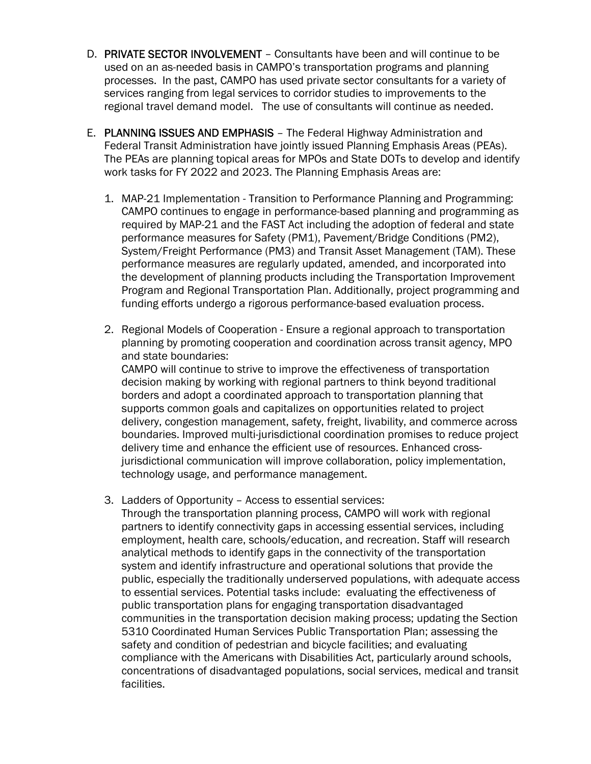D. **PRIVATE SECTOR INVOLVEMENT** – Consultants have been and will continue to be used on an as-needed basis in CAMPO's transportation programs and planning processes. In the past, CAMPO has used private sector consultants for a variety of services ranging from legal services to corridor studies to improvements to the regional travel demand model. The use of consultants will continue as needed.

E. **PLANNING ISSUES AND EMPHASIS** – The Federal Highway Administration and Federal Transit Administration have jointly issued Planning Emphasis Areas (PEAs). The PEAs are planning topical areas for MPOs and State DOTs to develop and identify work tasks for FY 2022 and 2023. The Planning Emphasis Areas are:

1. MAP-21 Implementation - Transition to Performance Planning and Programming: CAMPO continues to engage in performance-based planning and programming as required by MAP-21 and the FAST Act including the adoption of federal and state performance measures for Safety (PM1), Pavement/Bridge Conditions (PM2), System/Freight Performance (PM3) and Transit Asset Management (TAM). These performance measures are regularly updated, amended, and incorporated into the development of planning products including the Transportation Improvement Program and Regional Transportation Plan. Additionally, project programming and funding efforts undergo a rigorous performance-based evaluation process.

2. Regional Models of Cooperation - Ensure a regional approach to transportation planning by promoting cooperation and coordination across transit agency, MPO and state boundaries:
   CAMPO will continue to strive to improve the effectiveness of transportation decision making by working with regional partners to think beyond traditional borders and adopt a coordinated approach to transportation planning that supports common goals and capitalizes on opportunities related to project delivery, congestion management, safety, freight, livability, and commerce across boundaries. Improved multi-jurisdictional coordination promises to reduce project delivery time and enhance the efficient use of resources. Enhanced cross-jurisdictional communication will improve collaboration, policy implementation, technology usage, and performance management.

3. Ladders of Opportunity – Access to essential services:
   Through the transportation planning process, CAMPO will work with regional partners to identify connectivity gaps in accessing essential services, including employment, health care, schools/education, and recreation. Staff will research analytical methods to identify gaps in the connectivity of the transportation system and identify infrastructure and operational solutions that provide the public, especially the traditionally underserved populations, with adequate access to essential services. Potential tasks include: evaluating the effectiveness of public transportation plans for engaging transportation disadvantaged communities in the transportation decision making process; updating the Section 5310 Coordinated Human Services Public Transportation Plan; assessing the safety and condition of pedestrian and bicycle facilities; and evaluating compliance with the Americans with Disabilities Act, particularly around schools, concentrations of disadvantaged populations, social services, medical and transit facilities.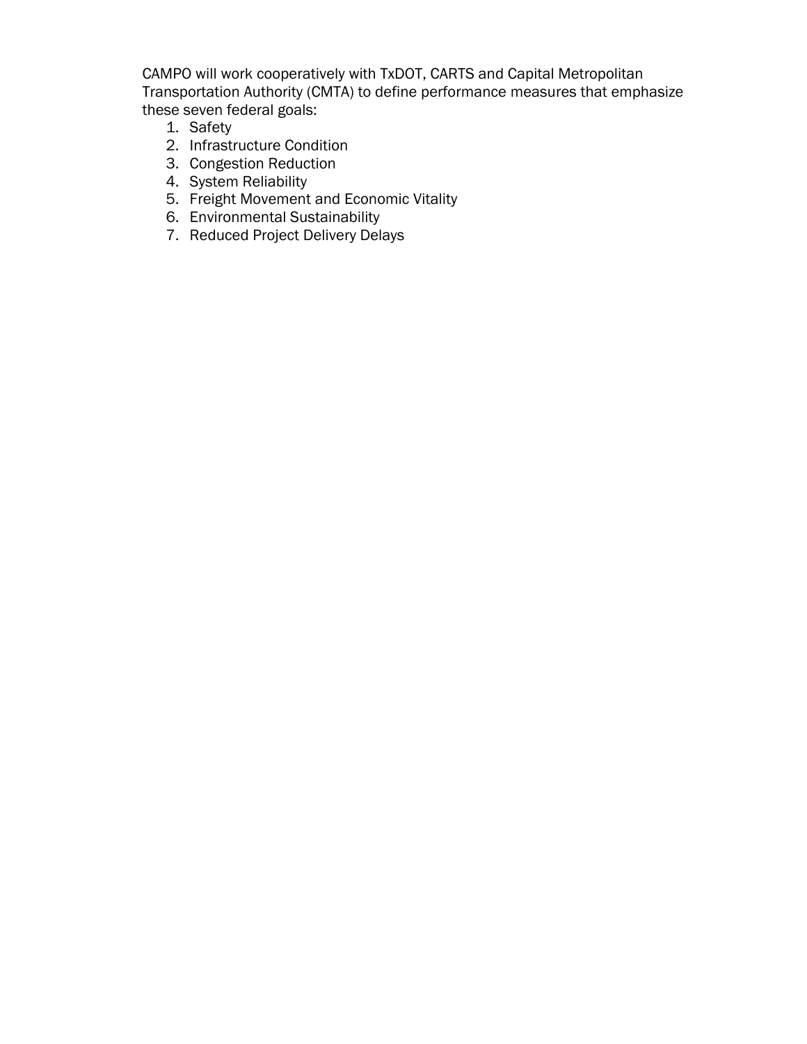CAMPO will work cooperatively with TxDOT, CARTS and Capital Metropolitan Transportation Authority (CMTA) to define performance measures that emphasize these seven federal goals:

1. Safety
2. Infrastructure Condition
3. Congestion Reduction
4. System Reliability
5. Freight Movement and Economic Vitality
6. Environmental Sustainability
7. Reduced Project Delivery Delays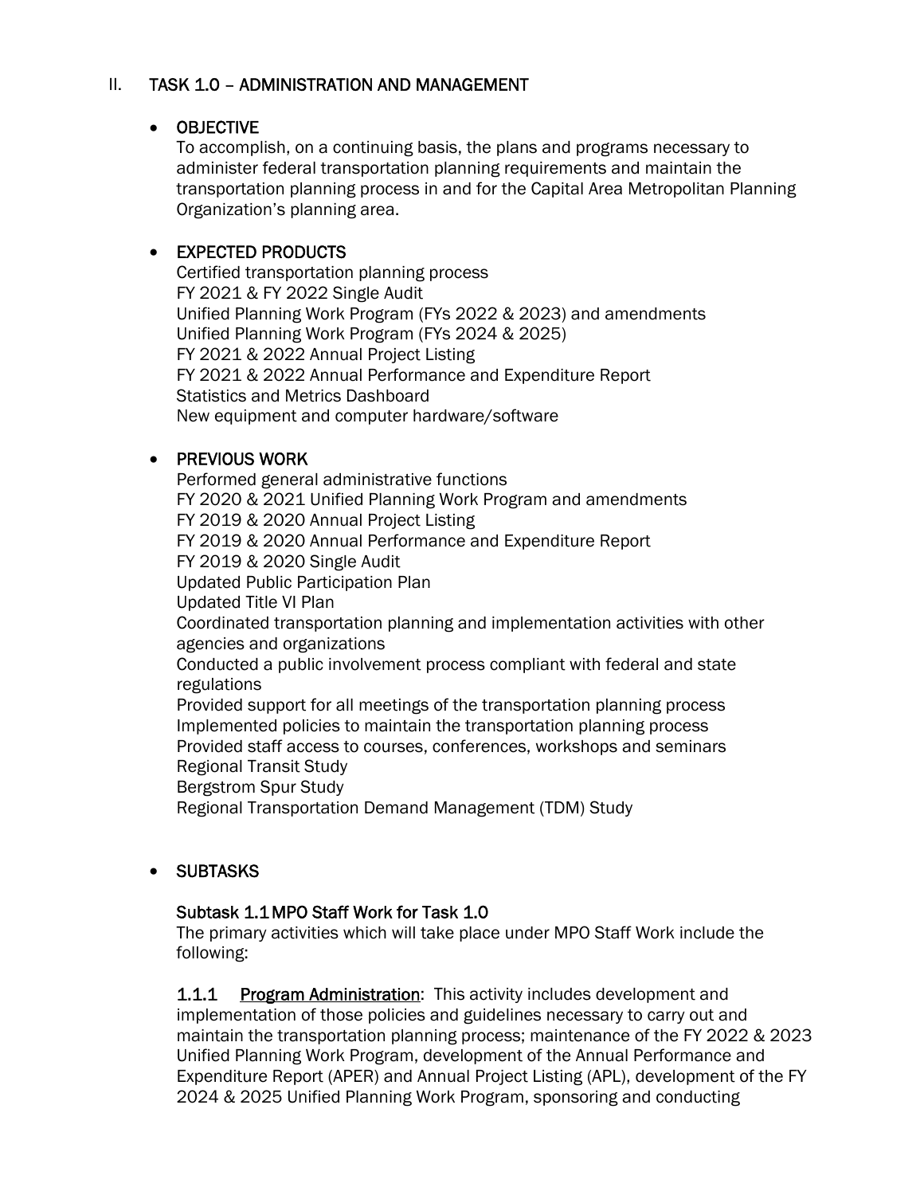## II. TASK 1.0 – ADMINISTRATION AND MANAGEMENT

- **OBJECTIVE**

  To accomplish, on a continuing basis, the plans and programs necessary to administer federal transportation planning requirements and maintain the transportation planning process in and for the Capital Area Metropolitan Planning Organization's planning area.

- **EXPECTED PRODUCTS**

  Certified transportation planning process
  FY 2021 & FY 2022 Single Audit
  Unified Planning Work Program (FYs 2022 & 2023) and amendments
  Unified Planning Work Program (FYs 2024 & 2025)
  FY 2021 & 2022 Annual Project Listing
  FY 2021 & 2022 Annual Performance and Expenditure Report
  Statistics and Metrics Dashboard
  New equipment and computer hardware/software

- **PREVIOUS WORK**

  Performed general administrative functions
  FY 2020 & 2021 Unified Planning Work Program and amendments
  FY 2019 & 2020 Annual Project Listing
  FY 2019 & 2020 Annual Performance and Expenditure Report
  FY 2019 & 2020 Single Audit
  Updated Public Participation Plan
  Updated Title VI Plan
  Coordinated transportation planning and implementation activities with other agencies and organizations
  Conducted a public involvement process compliant with federal and state regulations
  Provided support for all meetings of the transportation planning process
  Implemented policies to maintain the transportation planning process
  Provided staff access to courses, conferences, workshops and seminars
  Regional Transit Study
  Bergstrom Spur Study
  Regional Transportation Demand Management (TDM) Study

- **SUBTASKS**

### Subtask 1.1 MPO Staff Work for Task 1.0

The primary activities which will take place under MPO Staff Work include the following:

**1.1.1** <u>Program Administration</u>: This activity includes development and implementation of those policies and guidelines necessary to carry out and maintain the transportation planning process; maintenance of the FY 2022 & 2023 Unified Planning Work Program, development of the Annual Performance and Expenditure Report (APER) and Annual Project Listing (APL), development of the FY 2024 & 2025 Unified Planning Work Program, sponsoring and conducting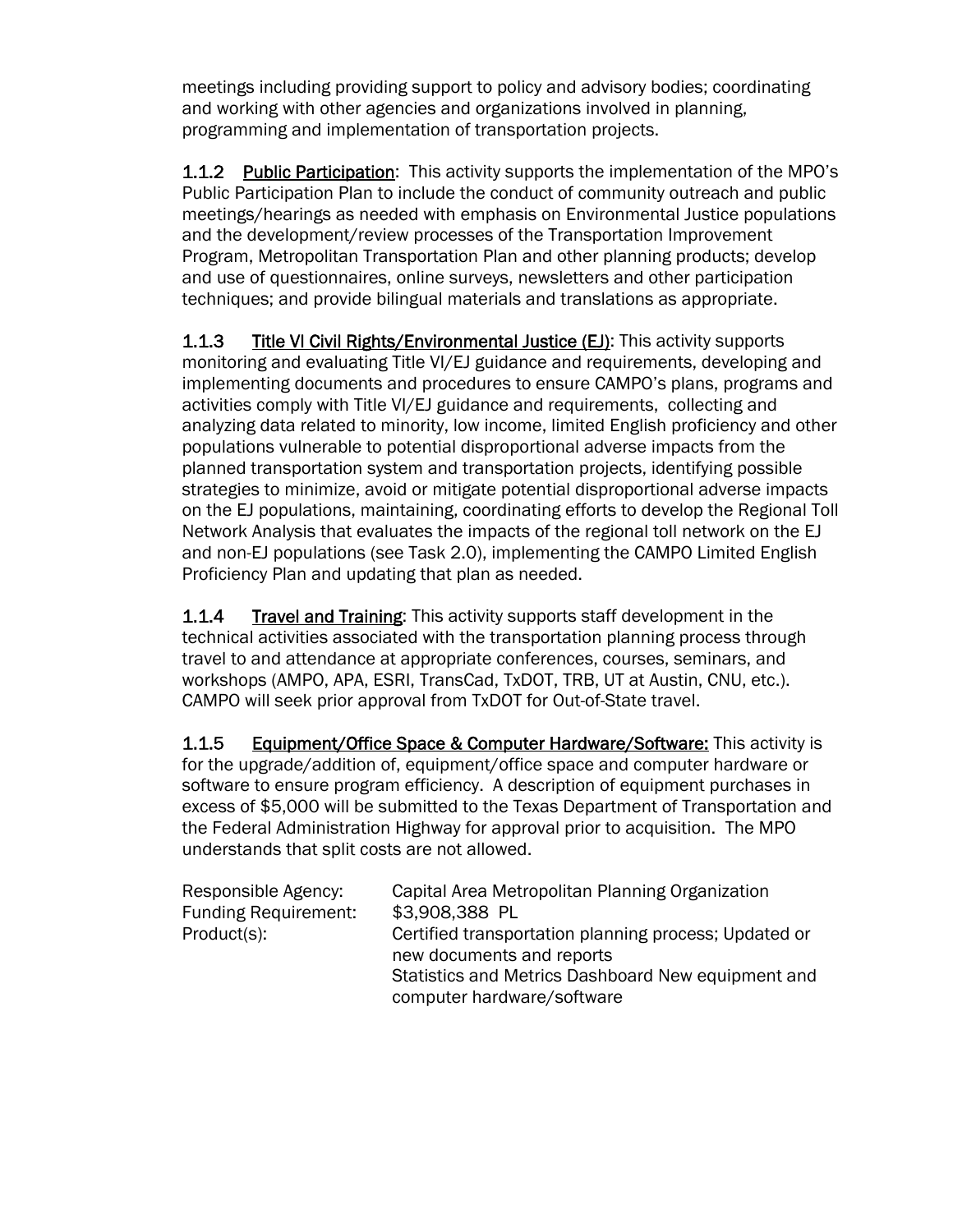meetings including providing support to policy and advisory bodies; coordinating and working with other agencies and organizations involved in planning, programming and implementation of transportation projects.

**1.1.2** <u>Public Participation</u>: This activity supports the implementation of the MPO's Public Participation Plan to include the conduct of community outreach and public meetings/hearings as needed with emphasis on Environmental Justice populations and the development/review processes of the Transportation Improvement Program, Metropolitan Transportation Plan and other planning products; develop and use of questionnaires, online surveys, newsletters and other participation techniques; and provide bilingual materials and translations as appropriate.

**1.1.3** <u>Title VI Civil Rights/Environmental Justice (EJ)</u>: This activity supports monitoring and evaluating Title VI/EJ guidance and requirements, developing and implementing documents and procedures to ensure CAMPO's plans, programs and activities comply with Title VI/EJ guidance and requirements, collecting and analyzing data related to minority, low income, limited English proficiency and other populations vulnerable to potential disproportional adverse impacts from the planned transportation system and transportation projects, identifying possible strategies to minimize, avoid or mitigate potential disproportional adverse impacts on the EJ populations, maintaining, coordinating efforts to develop the Regional Toll Network Analysis that evaluates the impacts of the regional toll network on the EJ and non-EJ populations (see Task 2.0), implementing the CAMPO Limited English Proficiency Plan and updating that plan as needed.

**1.1.4** <u>Travel and Training</u>: This activity supports staff development in the technical activities associated with the transportation planning process through travel to and attendance at appropriate conferences, courses, seminars, and workshops (AMPO, APA, ESRI, TransCad, TxDOT, TRB, UT at Austin, CNU, etc.). CAMPO will seek prior approval from TxDOT for Out-of-State travel.

**1.1.5** <u>Equipment/Office Space & Computer Hardware/Software:</u> This activity is for the upgrade/addition of, equipment/office space and computer hardware or software to ensure program efficiency. A description of equipment purchases in excess of $5,000 will be submitted to the Texas Department of Transportation and the Federal Administration Highway for approval prior to acquisition. The MPO understands that split costs are not allowed.

| | |
|---|---|
| Responsible Agency: | Capital Area Metropolitan Planning Organization |
| Funding Requirement: | $3,908,388 PL |
| Product(s): | Certified transportation planning process; Updated or new documents and reports<br>Statistics and Metrics Dashboard New equipment and computer hardware/software |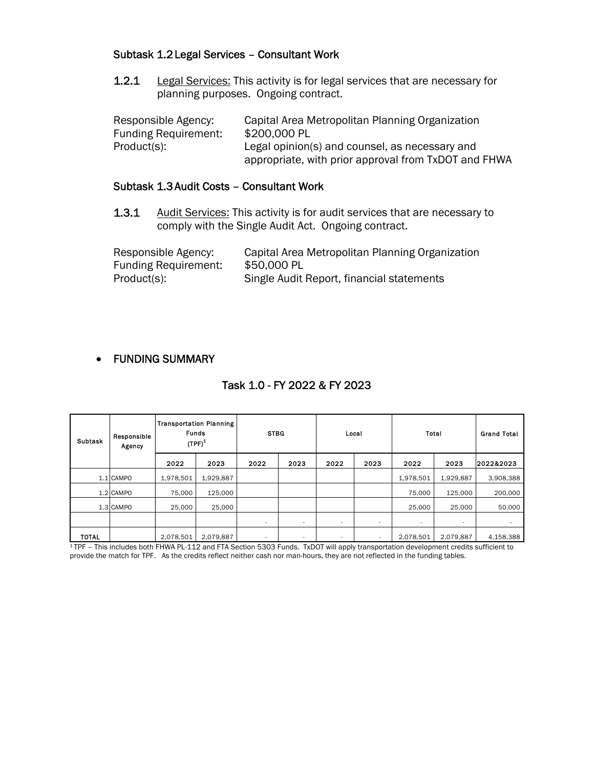### Subtask 1.2 Legal Services – Consultant Work

**1.2.1** Legal Services: This activity is for legal services that are necessary for planning purposes. Ongoing contract.

Responsible Agency: Capital Area Metropolitan Planning Organization
Funding Requirement: $200,000 PL
Product(s): Legal opinion(s) and counsel, as necessary and appropriate, with prior approval from TxDOT and FHWA

### Subtask 1.3 Audit Costs – Consultant Work

**1.3.1** Audit Services: This activity is for audit services that are necessary to comply with the Single Audit Act. Ongoing contract.

Responsible Agency: Capital Area Metropolitan Planning Organization
Funding Requirement: $50,000 PL
Product(s): Single Audit Report, financial statements

- **FUNDING SUMMARY**

## Task 1.0 - FY 2022 & FY 2023

| Subtask | Responsible Agency | Transportation Planning Funds (TPF)[1] | | STBG | | Local | | Total | | Grand Total |
|---|---|---|---|---|---|---|---|---|---|---|
| | | 2022 | 2023 | 2022 | 2023 | 2022 | 2023 | 2022 | 2023 | 2022&2023 |
| 1.1 | CAMPO | 1,978,501 | 1,929,887 | | | | | 1,978,501 | 1,929,887 | 3,908,388 |
| 1.2 | CAMPO | 75,000 | 125,000 | | | | | 75,000 | 125,000 | 200,000 |
| 1.3 | CAMPO | 25,000 | 25,000 | | | | | 25,000 | 25,000 | 50,000 |
| | | | | - | - | - | - | - | - | - |
| TOTAL | | 2,078,501 | 2,079,887 | - | - | - | - | 2,078,501 | 2,079,887 | 4,158,388 |

[1] TPF – This includes both FHWA PL-112 and FTA Section 5303 Funds. TxDOT will apply transportation development credits sufficient to provide the match for TPF. As the credits reflect neither cash nor man-hours, they are not reflected in the funding tables.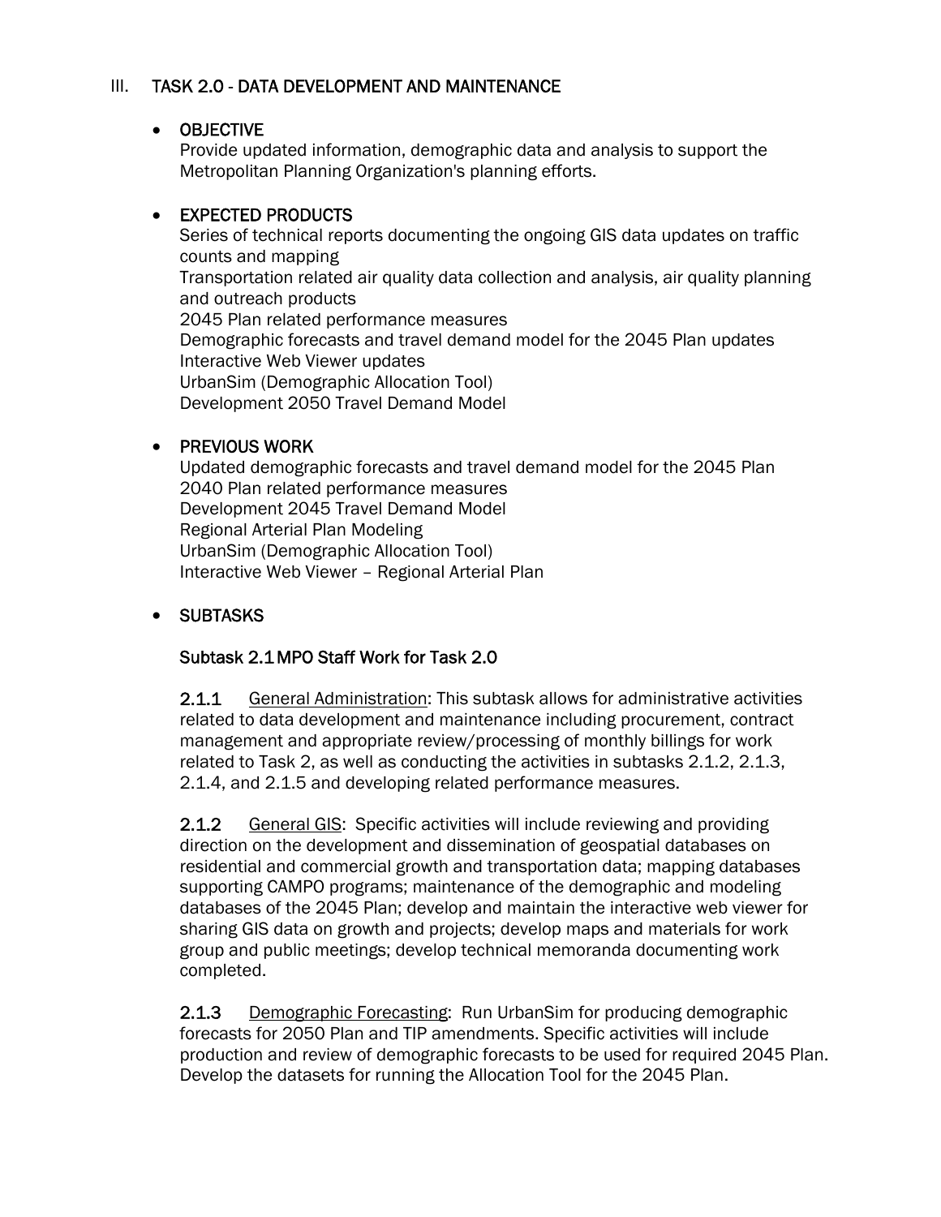## III. TASK 2.0 - DATA DEVELOPMENT AND MAINTENANCE

- **OBJECTIVE**

  Provide updated information, demographic data and analysis to support the Metropolitan Planning Organization's planning efforts.

- **EXPECTED PRODUCTS**

  Series of technical reports documenting the ongoing GIS data updates on traffic counts and mapping
  Transportation related air quality data collection and analysis, air quality planning and outreach products
  2045 Plan related performance measures
  Demographic forecasts and travel demand model for the 2045 Plan updates
  Interactive Web Viewer updates
  UrbanSim (Demographic Allocation Tool)
  Development 2050 Travel Demand Model

- **PREVIOUS WORK**

  Updated demographic forecasts and travel demand model for the 2045 Plan
  2040 Plan related performance measures
  Development 2045 Travel Demand Model
  Regional Arterial Plan Modeling
  UrbanSim (Demographic Allocation Tool)
  Interactive Web Viewer – Regional Arterial Plan

- **SUBTASKS**

### Subtask 2.1 MPO Staff Work for Task 2.0

**2.1.1** General Administration: This subtask allows for administrative activities related to data development and maintenance including procurement, contract management and appropriate review/processing of monthly billings for work related to Task 2, as well as conducting the activities in subtasks 2.1.2, 2.1.3, 2.1.4, and 2.1.5 and developing related performance measures.

**2.1.2** General GIS: Specific activities will include reviewing and providing direction on the development and dissemination of geospatial databases on residential and commercial growth and transportation data; mapping databases supporting CAMPO programs; maintenance of the demographic and modeling databases of the 2045 Plan; develop and maintain the interactive web viewer for sharing GIS data on growth and projects; develop maps and materials for work group and public meetings; develop technical memoranda documenting work completed.

**2.1.3** Demographic Forecasting: Run UrbanSim for producing demographic forecasts for 2050 Plan and TIP amendments. Specific activities will include production and review of demographic forecasts to be used for required 2045 Plan. Develop the datasets for running the Allocation Tool for the 2045 Plan.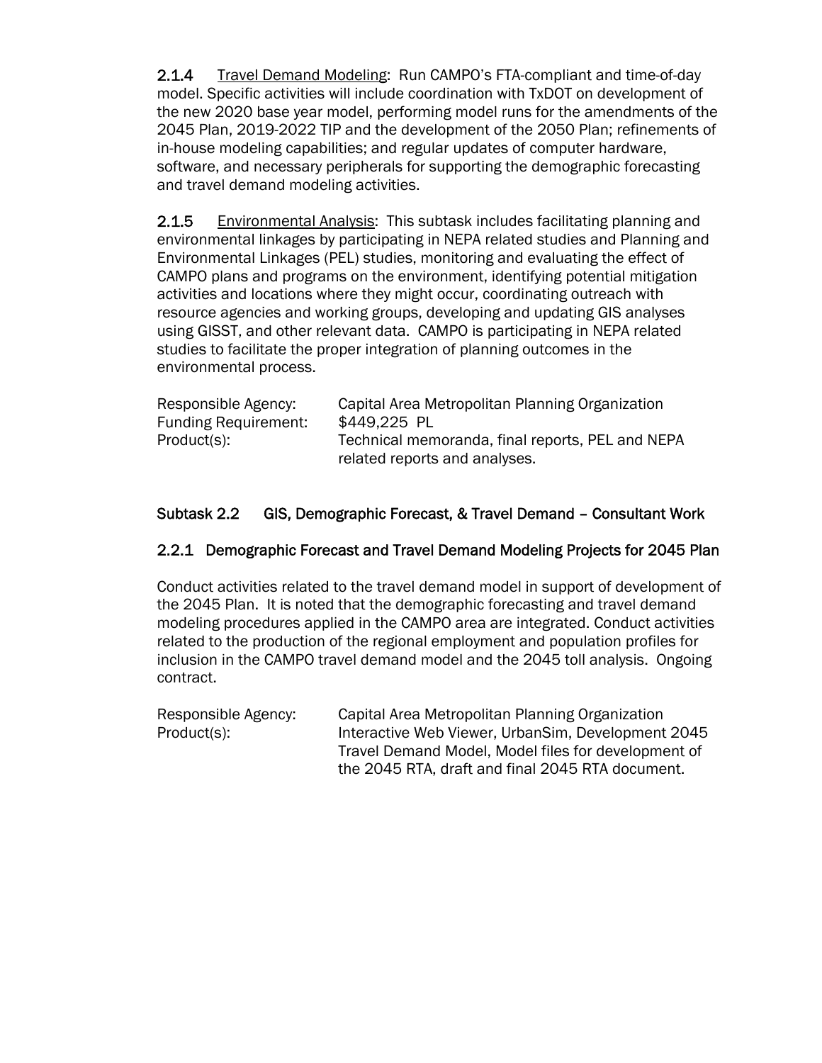**2.1.4** <u>Travel Demand Modeling</u>: Run CAMPO's FTA-compliant and time-of-day model. Specific activities will include coordination with TxDOT on development of the new 2020 base year model, performing model runs for the amendments of the 2045 Plan, 2019-2022 TIP and the development of the 2050 Plan; refinements of in-house modeling capabilities; and regular updates of computer hardware, software, and necessary peripherals for supporting the demographic forecasting and travel demand modeling activities.

**2.1.5** <u>Environmental Analysis</u>: This subtask includes facilitating planning and environmental linkages by participating in NEPA related studies and Planning and Environmental Linkages (PEL) studies, monitoring and evaluating the effect of CAMPO plans and programs on the environment, identifying potential mitigation activities and locations where they might occur, coordinating outreach with resource agencies and working groups, developing and updating GIS analyses using GISST, and other relevant data. CAMPO is participating in NEPA related studies to facilitate the proper integration of planning outcomes in the environmental process.

| | |
|---|---|
| Responsible Agency: | Capital Area Metropolitan Planning Organization |
| Funding Requirement: | $449,225 PL |
| Product(s): | Technical memoranda, final reports, PEL and NEPA related reports and analyses. |

## Subtask 2.2 GIS, Demographic Forecast, & Travel Demand – Consultant Work

### 2.2.1 Demographic Forecast and Travel Demand Modeling Projects for 2045 Plan

Conduct activities related to the travel demand model in support of development of the 2045 Plan. It is noted that the demographic forecasting and travel demand modeling procedures applied in the CAMPO area are integrated. Conduct activities related to the production of the regional employment and population profiles for inclusion in the CAMPO travel demand model and the 2045 toll analysis. Ongoing contract.

| | |
|---|---|
| Responsible Agency: | Capital Area Metropolitan Planning Organization |
| Product(s): | Interactive Web Viewer, UrbanSim, Development 2045 Travel Demand Model, Model files for development of the 2045 RTA, draft and final 2045 RTA document. |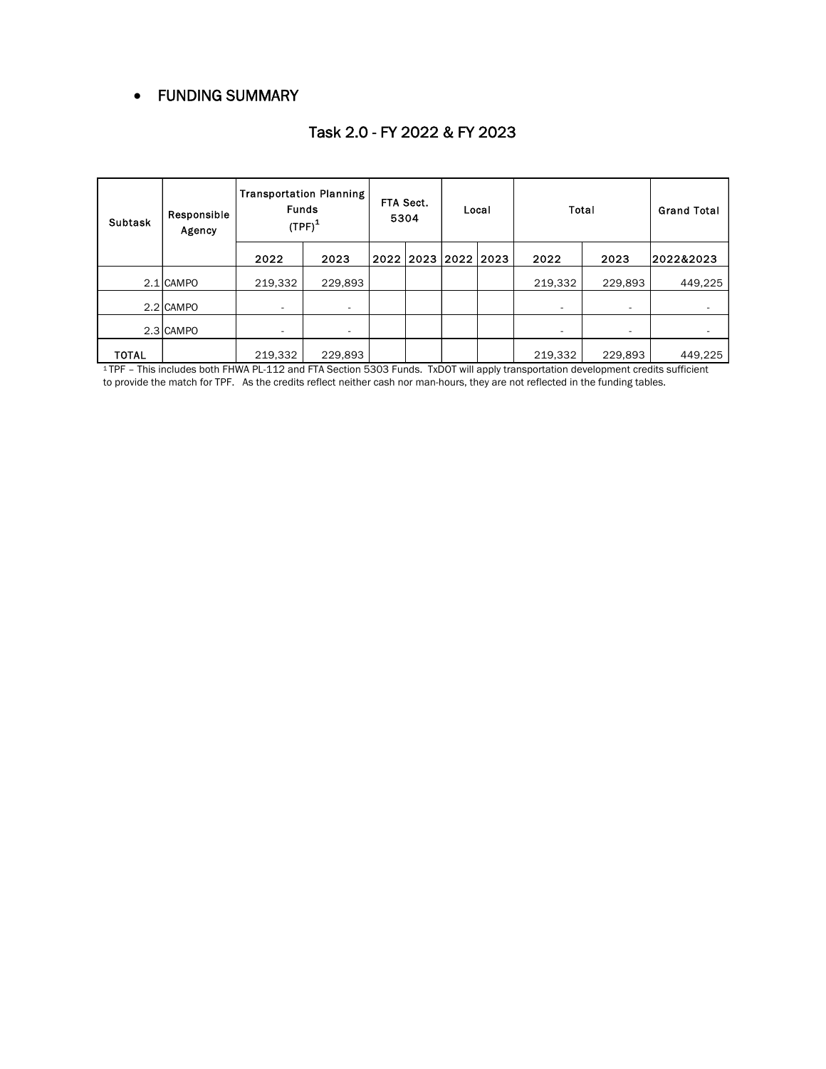- FUNDING SUMMARY

## Task 2.0 - FY 2022 & FY 2023

| Subtask | Responsible Agency | Transportation Planning Funds (TPF)[1] | | FTA Sect. 5304 | | Local | | Total | | Grand Total |
|---|---|---|---|---|---|---|---|---|---|---|
| | | 2022 | 2023 | 2022 | 2023 | 2022 | 2023 | 2022 | 2023 | 2022&2023 |
| 2.1 | CAMPO | 219,332 | 229,893 | | | | | 219,332 | 229,893 | 449,225 |
| 2.2 | CAMPO | - | - | | | | | - | - | - |
| 2.3 | CAMPO | - | - | | | | | - | - | - |
| TOTAL | | 219,332 | 229,893 | | | | | 219,332 | 229,893 | 449,225 |

[1] TPF – This includes both FHWA PL-112 and FTA Section 5303 Funds. TxDOT will apply transportation development credits sufficient to provide the match for TPF. As the credits reflect neither cash nor man-hours, they are not reflected in the funding tables.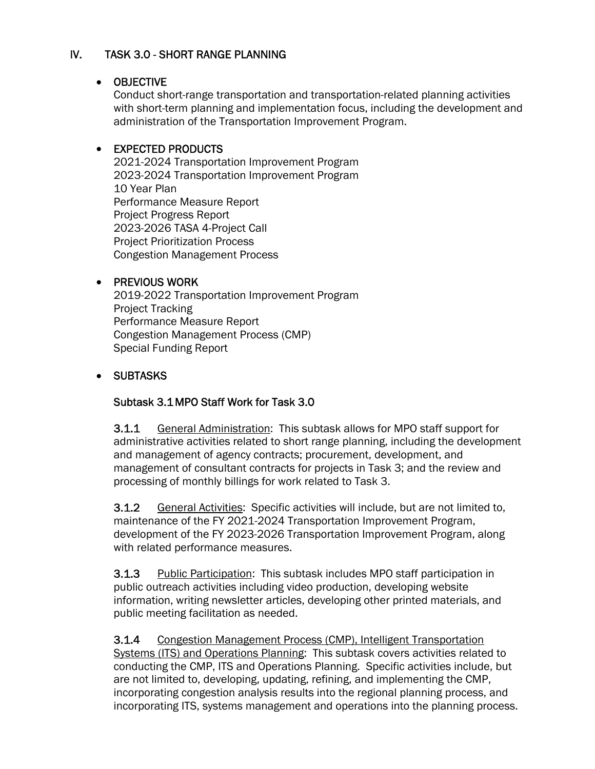## IV. TASK 3.0 - SHORT RANGE PLANNING

- OBJECTIVE

  Conduct short-range transportation and transportation-related planning activities with short-term planning and implementation focus, including the development and administration of the Transportation Improvement Program.

- EXPECTED PRODUCTS

  2021-2024 Transportation Improvement Program
  2023-2024 Transportation Improvement Program
  10 Year Plan
  Performance Measure Report
  Project Progress Report
  2023-2026 TASA 4-Project Call
  Project Prioritization Process
  Congestion Management Process

- PREVIOUS WORK

  2019-2022 Transportation Improvement Program
  Project Tracking
  Performance Measure Report
  Congestion Management Process (CMP)
  Special Funding Report

- SUBTASKS

### Subtask 3.1 MPO Staff Work for Task 3.0

**3.1.1** General Administration: This subtask allows for MPO staff support for administrative activities related to short range planning, including the development and management of agency contracts; procurement, development, and management of consultant contracts for projects in Task 3; and the review and processing of monthly billings for work related to Task 3.

**3.1.2** General Activities: Specific activities will include, but are not limited to, maintenance of the FY 2021-2024 Transportation Improvement Program, development of the FY 2023-2026 Transportation Improvement Program, along with related performance measures.

**3.1.3** Public Participation: This subtask includes MPO staff participation in public outreach activities including video production, developing website information, writing newsletter articles, developing other printed materials, and public meeting facilitation as needed.

**3.1.4** Congestion Management Process (CMP), Intelligent Transportation Systems (ITS) and Operations Planning: This subtask covers activities related to conducting the CMP, ITS and Operations Planning. Specific activities include, but are not limited to, developing, updating, refining, and implementing the CMP, incorporating congestion analysis results into the regional planning process, and incorporating ITS, systems management and operations into the planning process.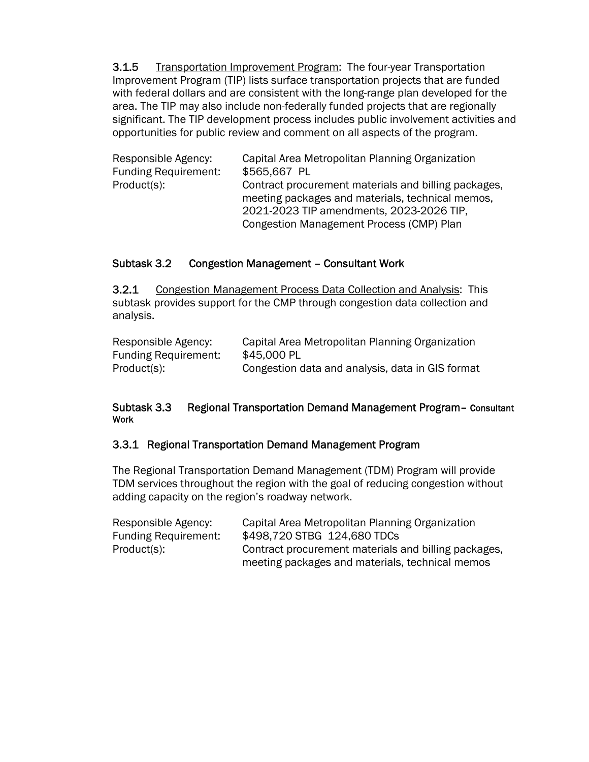**3.1.5** Transportation Improvement Program: The four-year Transportation Improvement Program (TIP) lists surface transportation projects that are funded with federal dollars and are consistent with the long-range plan developed for the area. The TIP may also include non-federally funded projects that are regionally significant. The TIP development process includes public involvement activities and opportunities for public review and comment on all aspects of the program.

| | |
|---|---|
| Responsible Agency: | Capital Area Metropolitan Planning Organization |
| Funding Requirement: | $565,667 PL |
| Product(s): | Contract procurement materials and billing packages, meeting packages and materials, technical memos, 2021-2023 TIP amendments, 2023-2026 TIP, Congestion Management Process (CMP) Plan |

### Subtask 3.2 Congestion Management – Consultant Work

**3.2.1** Congestion Management Process Data Collection and Analysis: This subtask provides support for the CMP through congestion data collection and analysis.

| | |
|---|---|
| Responsible Agency: | Capital Area Metropolitan Planning Organization |
| Funding Requirement: | $45,000 PL |
| Product(s): | Congestion data and analysis, data in GIS format |

### Subtask 3.3 Regional Transportation Demand Management Program– Consultant Work

### 3.3.1 Regional Transportation Demand Management Program

The Regional Transportation Demand Management (TDM) Program will provide TDM services throughout the region with the goal of reducing congestion without adding capacity on the region's roadway network.

| | |
|---|---|
| Responsible Agency: | Capital Area Metropolitan Planning Organization |
| Funding Requirement: | $498,720 STBG 124,680 TDCs |
| Product(s): | Contract procurement materials and billing packages, meeting packages and materials, technical memos |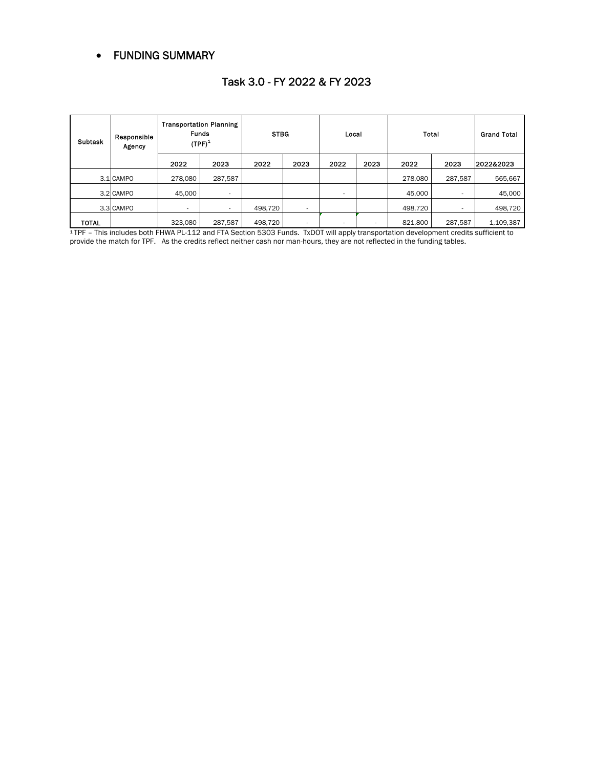- FUNDING SUMMARY

## Task 3.0 - FY 2022 & FY 2023

| Subtask | Responsible Agency | Transportation Planning Funds (TPF)[1] | | STBG | | Local | | Total | | Grand Total |
|---|---|---|---|---|---|---|---|---|---|---|
| | | 2022 | 2023 | 2022 | 2023 | 2022 | 2023 | 2022 | 2023 | 2022&2023 |
| 3.1 | CAMPO | 278,080 | 287,587 | | | | | 278,080 | 287,587 | 565,667 |
| 3.2 | CAMPO | 45,000 | - | | | - | | 45,000 | - | 45,000 |
| 3.3 | CAMPO | - | - | 498,720 | - | | | 498,720 | - | 498,720 |
| TOTAL | | 323,080 | 287,587 | 498,720 | - | - | - | 821,800 | 287,587 | 1,109,387 |

[1] TPF – This includes both FHWA PL-112 and FTA Section 5303 Funds. TxDOT will apply transportation development credits sufficient to provide the match for TPF. As the credits reflect neither cash nor man-hours, they are not reflected in the funding tables.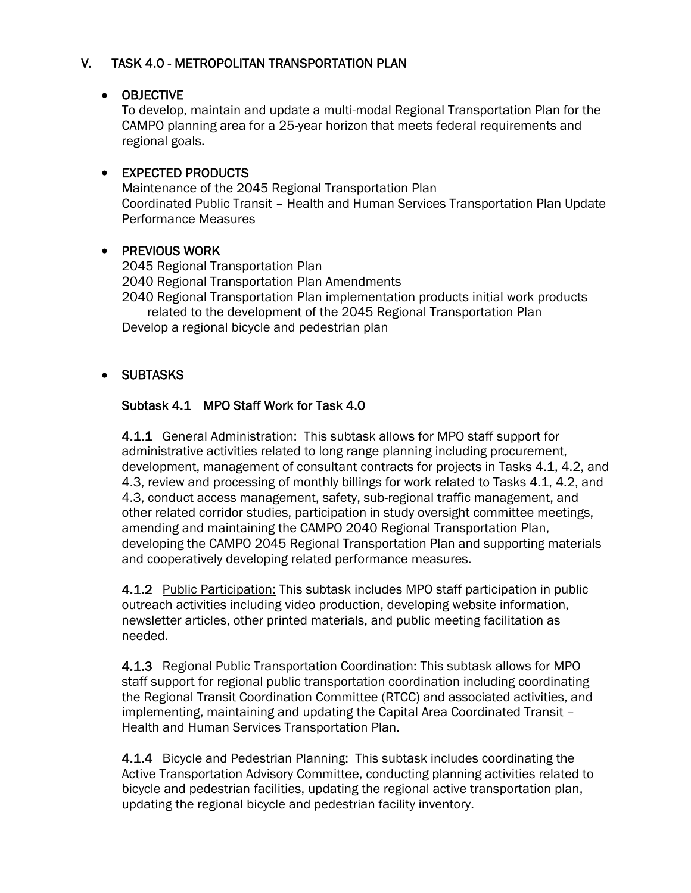## V. TASK 4.0 - METROPOLITAN TRANSPORTATION PLAN

- **OBJECTIVE**

  To develop, maintain and update a multi-modal Regional Transportation Plan for the CAMPO planning area for a 25-year horizon that meets federal requirements and regional goals.

- **EXPECTED PRODUCTS**

  Maintenance of the 2045 Regional Transportation Plan
  Coordinated Public Transit – Health and Human Services Transportation Plan Update
  Performance Measures

- **PREVIOUS WORK**

  2045 Regional Transportation Plan
  2040 Regional Transportation Plan Amendments
  2040 Regional Transportation Plan implementation products initial work products related to the development of the 2045 Regional Transportation Plan
  Develop a regional bicycle and pedestrian plan

- **SUBTASKS**

### Subtask 4.1 MPO Staff Work for Task 4.0

**4.1.1** General Administration: This subtask allows for MPO staff support for administrative activities related to long range planning including procurement, development, management of consultant contracts for projects in Tasks 4.1, 4.2, and 4.3, review and processing of monthly billings for work related to Tasks 4.1, 4.2, and 4.3, conduct access management, safety, sub-regional traffic management, and other related corridor studies, participation in study oversight committee meetings, amending and maintaining the CAMPO 2040 Regional Transportation Plan, developing the CAMPO 2045 Regional Transportation Plan and supporting materials and cooperatively developing related performance measures.

**4.1.2** Public Participation: This subtask includes MPO staff participation in public outreach activities including video production, developing website information, newsletter articles, other printed materials, and public meeting facilitation as needed.

**4.1.3** Regional Public Transportation Coordination: This subtask allows for MPO staff support for regional public transportation coordination including coordinating the Regional Transit Coordination Committee (RTCC) and associated activities, and implementing, maintaining and updating the Capital Area Coordinated Transit – Health and Human Services Transportation Plan.

**4.1.4** Bicycle and Pedestrian Planning: This subtask includes coordinating the Active Transportation Advisory Committee, conducting planning activities related to bicycle and pedestrian facilities, updating the regional active transportation plan, updating the regional bicycle and pedestrian facility inventory.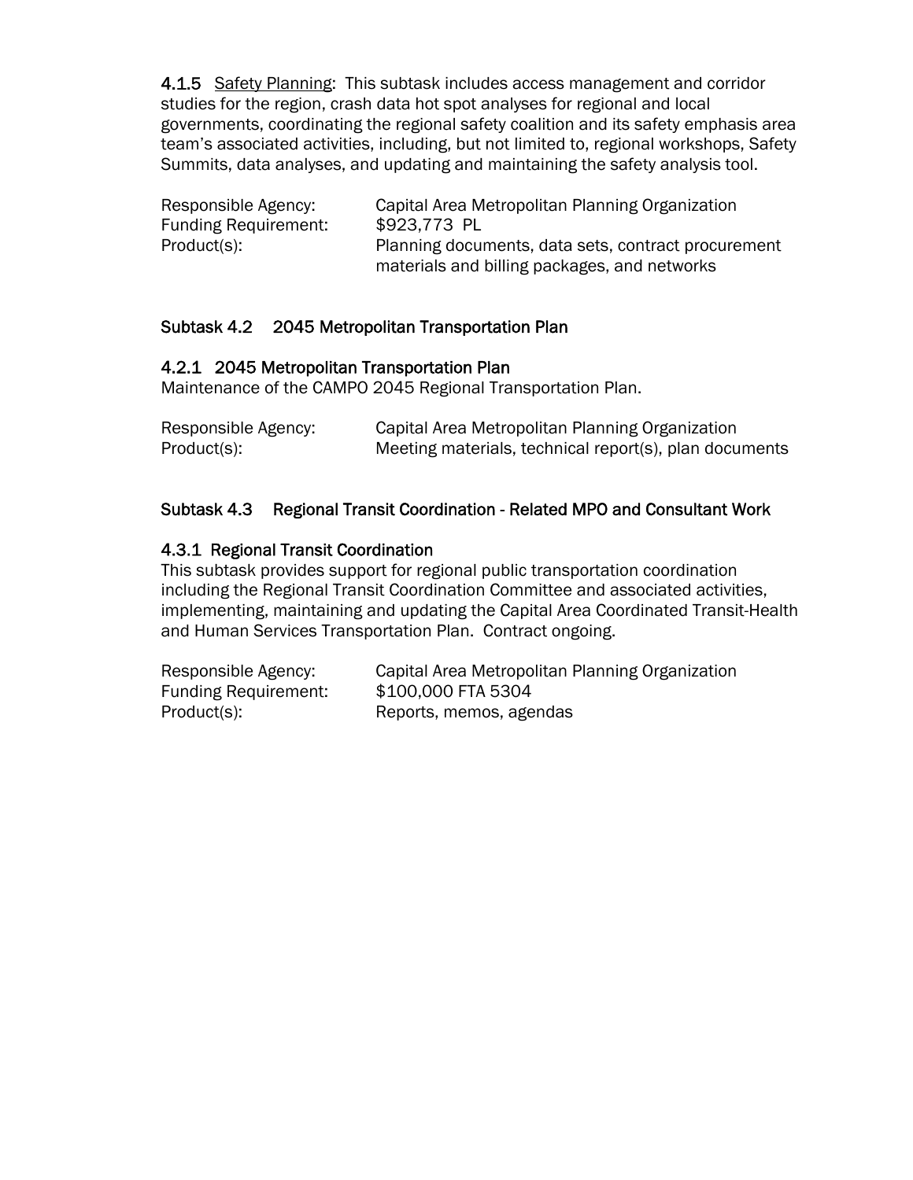**4.1.5** Safety Planning: This subtask includes access management and corridor studies for the region, crash data hot spot analyses for regional and local governments, coordinating the regional safety coalition and its safety emphasis area team's associated activities, including, but not limited to, regional workshops, Safety Summits, data analyses, and updating and maintaining the safety analysis tool.

Responsible Agency: Capital Area Metropolitan Planning Organization
Funding Requirement: $923,773 PL
Product(s): Planning documents, data sets, contract procurement materials and billing packages, and networks

## Subtask 4.2 2045 Metropolitan Transportation Plan

### 4.2.1 2045 Metropolitan Transportation Plan

Maintenance of the CAMPO 2045 Regional Transportation Plan.

Responsible Agency: Capital Area Metropolitan Planning Organization
Product(s): Meeting materials, technical report(s), plan documents

## Subtask 4.3 Regional Transit Coordination - Related MPO and Consultant Work

### 4.3.1 Regional Transit Coordination

This subtask provides support for regional public transportation coordination including the Regional Transit Coordination Committee and associated activities, implementing, maintaining and updating the Capital Area Coordinated Transit-Health and Human Services Transportation Plan. Contract ongoing.

Responsible Agency: Capital Area Metropolitan Planning Organization
Funding Requirement: $100,000 FTA 5304
Product(s): Reports, memos, agendas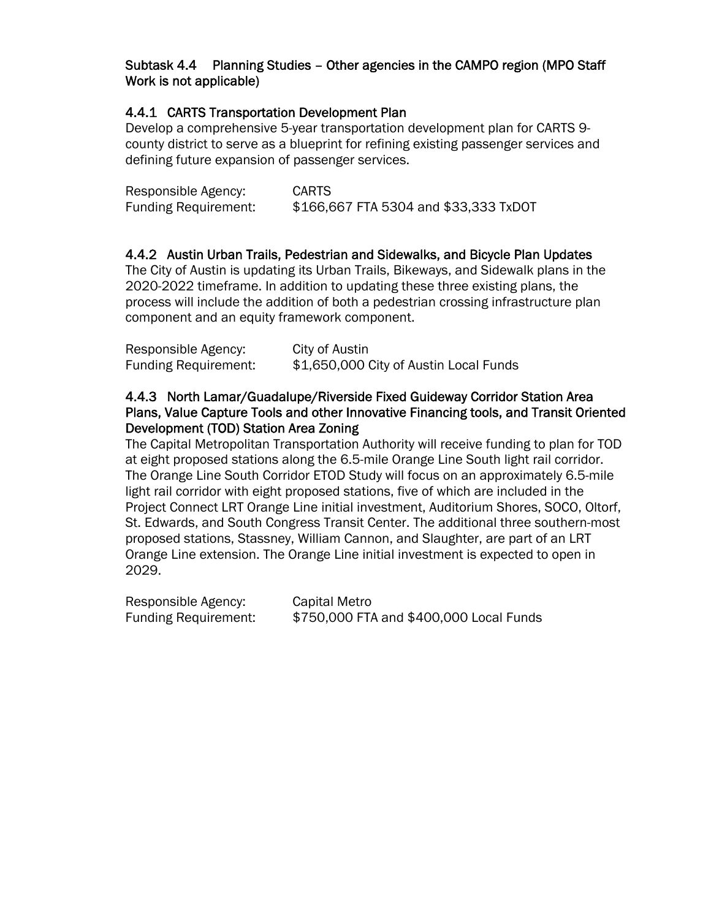## Subtask 4.4 Planning Studies – Other agencies in the CAMPO region (MPO Staff Work is not applicable)

### 4.4.1 CARTS Transportation Development Plan

Develop a comprehensive 5-year transportation development plan for CARTS 9-county district to serve as a blueprint for refining existing passenger services and defining future expansion of passenger services.

Responsible Agency: CARTS
Funding Requirement: $166,667 FTA 5304 and $33,333 TxDOT

### 4.4.2 Austin Urban Trails, Pedestrian and Sidewalks, and Bicycle Plan Updates

The City of Austin is updating its Urban Trails, Bikeways, and Sidewalk plans in the 2020-2022 timeframe. In addition to updating these three existing plans, the process will include the addition of both a pedestrian crossing infrastructure plan component and an equity framework component.

Responsible Agency: City of Austin
Funding Requirement: $1,650,000 City of Austin Local Funds

### 4.4.3 North Lamar/Guadalupe/Riverside Fixed Guideway Corridor Station Area Plans, Value Capture Tools and other Innovative Financing tools, and Transit Oriented Development (TOD) Station Area Zoning

The Capital Metropolitan Transportation Authority will receive funding to plan for TOD at eight proposed stations along the 6.5-mile Orange Line South light rail corridor. The Orange Line South Corridor ETOD Study will focus on an approximately 6.5-mile light rail corridor with eight proposed stations, five of which are included in the Project Connect LRT Orange Line initial investment, Auditorium Shores, SOCO, Oltorf, St. Edwards, and South Congress Transit Center. The additional three southern-most proposed stations, Stassney, William Cannon, and Slaughter, are part of an LRT Orange Line extension. The Orange Line initial investment is expected to open in 2029.

Responsible Agency: Capital Metro
Funding Requirement: $750,000 FTA and $400,000 Local Funds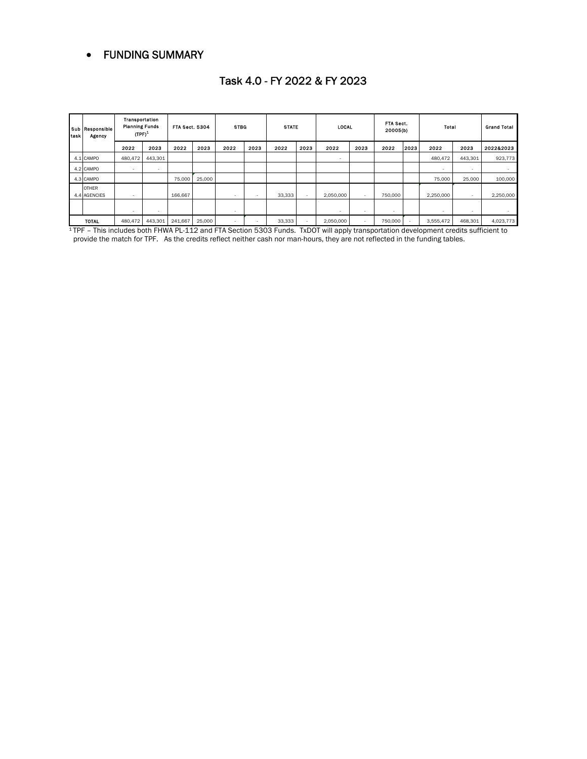- **FUNDING SUMMARY**

## Task 4.0 - FY 2022 & FY 2023

| Sub task | Responsible Agency | Transportation Planning Funds (TPF)[1] | | FTA Sect. 5304 | | STBG | | STATE | | LOCAL | | FTA Sect. 20005(b) | | Total | | Grand Total |
|---|---|---|---|---|---|---|---|---|---|---|---|---|---|---|---|---|
| | | 2022 | 2023 | 2022 | 2023 | 2022 | 2023 | 2022 | 2023 | 2022 | 2023 | 2022 | 2023 | 2022 | 2023 | 2022&2023 |
| 4.1 | CAMPO | 480,472 | 443,301 | | | | | | | - | | | | 480,472 | 443,301 | 923,773 |
| 4.2 | CAMPO | - | - | | | | | | | | | | | - | - | - |
| 4.3 | CAMPO | | | 75,000 | 25,000 | | | | | | | | | 75,000 | 25,000 | 100,000 |
| 4.4 | OTHER AGENCIES | - | | 166,667 | | - | - | 33,333 | - | 2,050,000 | - | 750,000 | | 2,250,000 | - | 2,250,000 |
| | | - | - | | | - | | | | - | - | - | | - | - | - |
| | TOTAL | 480,472 | 443,301 | 241,667 | 25,000 | - | - | 33,333 | - | 2,050,000 | - | 750,000 | - | 3,555,472 | 468,301 | 4,023,773 |

[1] TPF – This includes both FHWA PL-112 and FTA Section 5303 Funds. TxDOT will apply transportation development credits sufficient to provide the match for TPF. As the credits reflect neither cash nor man-hours, they are not reflected in the funding tables.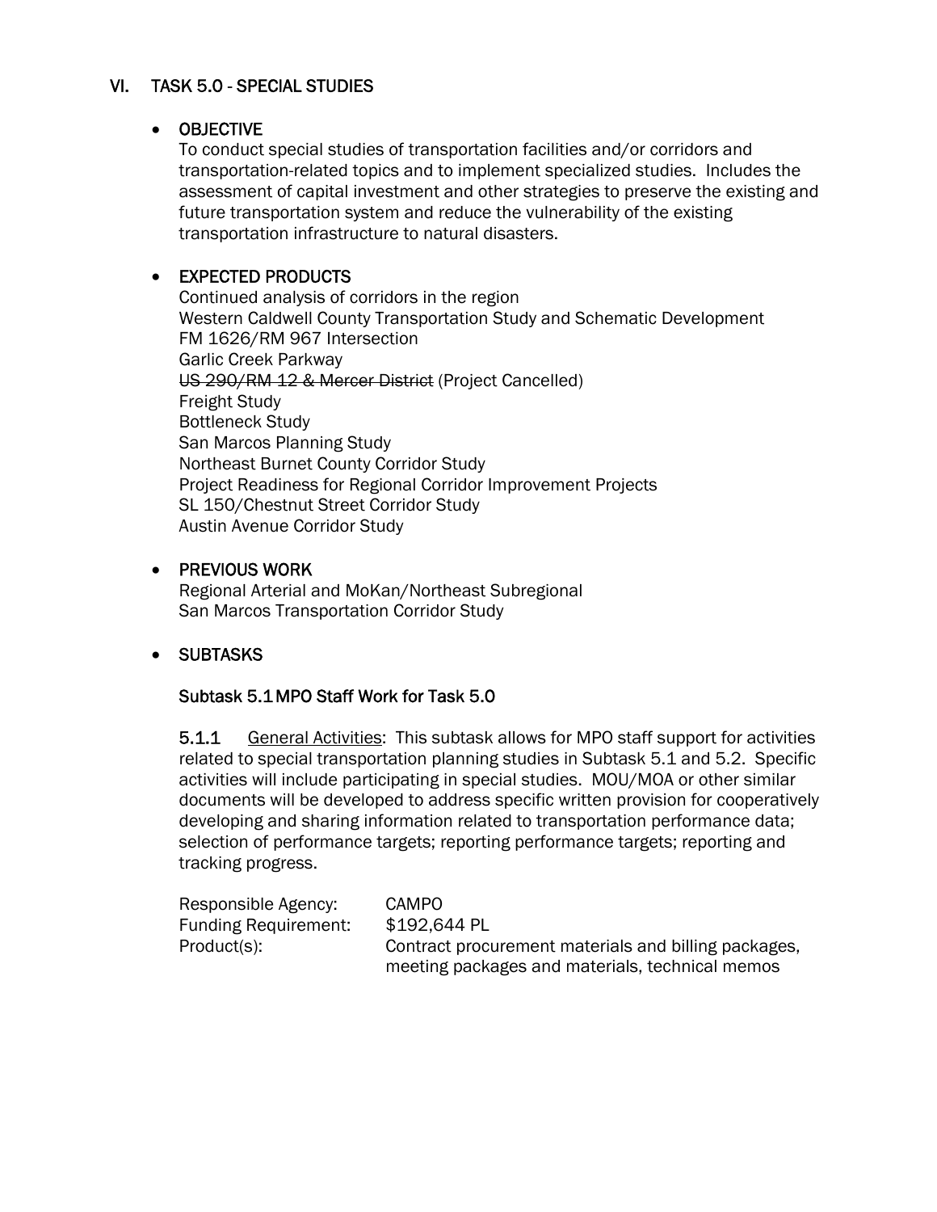## VI. TASK 5.0 - SPECIAL STUDIES

- **OBJECTIVE**

  To conduct special studies of transportation facilities and/or corridors and transportation-related topics and to implement specialized studies. Includes the assessment of capital investment and other strategies to preserve the existing and future transportation system and reduce the vulnerability of the existing transportation infrastructure to natural disasters.

- **EXPECTED PRODUCTS**

  Continued analysis of corridors in the region
  Western Caldwell County Transportation Study and Schematic Development
  FM 1626/RM 967 Intersection
  Garlic Creek Parkway
  ~~US 290/RM 12 & Mercer District~~ (Project Cancelled)
  Freight Study
  Bottleneck Study
  San Marcos Planning Study
  Northeast Burnet County Corridor Study
  Project Readiness for Regional Corridor Improvement Projects
  SL 150/Chestnut Street Corridor Study
  Austin Avenue Corridor Study

- **PREVIOUS WORK**

  Regional Arterial and MoKan/Northeast Subregional
  San Marcos Transportation Corridor Study

- **SUBTASKS**

### Subtask 5.1 MPO Staff Work for Task 5.0

**5.1.1** General Activities: This subtask allows for MPO staff support for activities related to special transportation planning studies in Subtask 5.1 and 5.2. Specific activities will include participating in special studies. MOU/MOA or other similar documents will be developed to address specific written provision for cooperatively developing and sharing information related to transportation performance data; selection of performance targets; reporting performance targets; reporting and tracking progress.

Responsible Agency: CAMPO
Funding Requirement: $192,644 PL
Product(s): Contract procurement materials and billing packages, meeting packages and materials, technical memos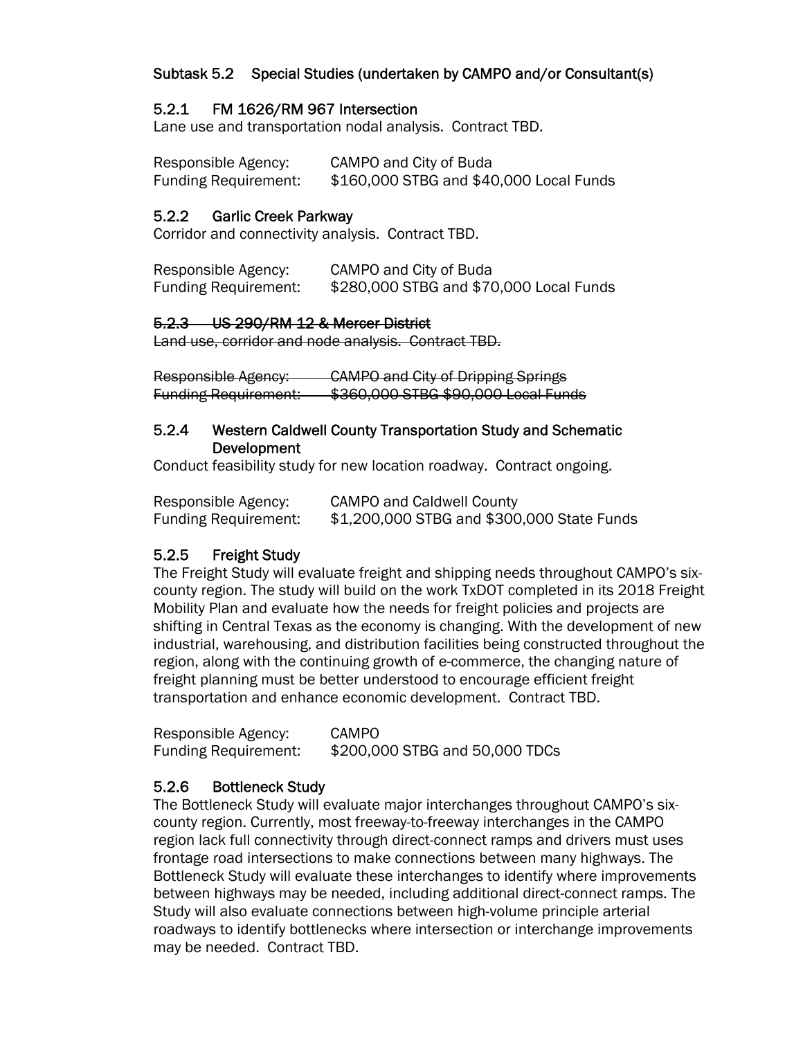## Subtask 5.2 Special Studies (undertaken by CAMPO and/or Consultant(s)

### 5.2.1 FM 1626/RM 967 Intersection

Lane use and transportation nodal analysis. Contract TBD.

Responsible Agency: CAMPO and City of Buda
Funding Requirement: $160,000 STBG and $40,000 Local Funds

### 5.2.2 Garlic Creek Parkway

Corridor and connectivity analysis. Contract TBD.

Responsible Agency: CAMPO and City of Buda
Funding Requirement: $280,000 STBG and $70,000 Local Funds

### ~~5.2.3 US 290/RM 12 & Mercer District~~

~~Land use, corridor and node analysis. Contract TBD.~~

~~Responsible Agency: CAMPO and City of Dripping Springs~~
~~Funding Requirement: $360,000 STBG $90,000 Local Funds~~

### 5.2.4 Western Caldwell County Transportation Study and Schematic Development

Conduct feasibility study for new location roadway. Contract ongoing.

Responsible Agency: CAMPO and Caldwell County
Funding Requirement: $1,200,000 STBG and $300,000 State Funds

### 5.2.5 Freight Study

The Freight Study will evaluate freight and shipping needs throughout CAMPO's six-county region. The study will build on the work TxDOT completed in its 2018 Freight Mobility Plan and evaluate how the needs for freight policies and projects are shifting in Central Texas as the economy is changing. With the development of new industrial, warehousing, and distribution facilities being constructed throughout the region, along with the continuing growth of e-commerce, the changing nature of freight planning must be better understood to encourage efficient freight transportation and enhance economic development. Contract TBD.

Responsible Agency: CAMPO
Funding Requirement: $200,000 STBG and 50,000 TDCs

### 5.2.6 Bottleneck Study

The Bottleneck Study will evaluate major interchanges throughout CAMPO's six-county region. Currently, most freeway-to-freeway interchanges in the CAMPO region lack full connectivity through direct-connect ramps and drivers must uses frontage road intersections to make connections between many highways. The Bottleneck Study will evaluate these interchanges to identify where improvements between highways may be needed, including additional direct-connect ramps. The Study will also evaluate connections between high-volume principle arterial roadways to identify bottlenecks where intersection or interchange improvements may be needed. Contract TBD.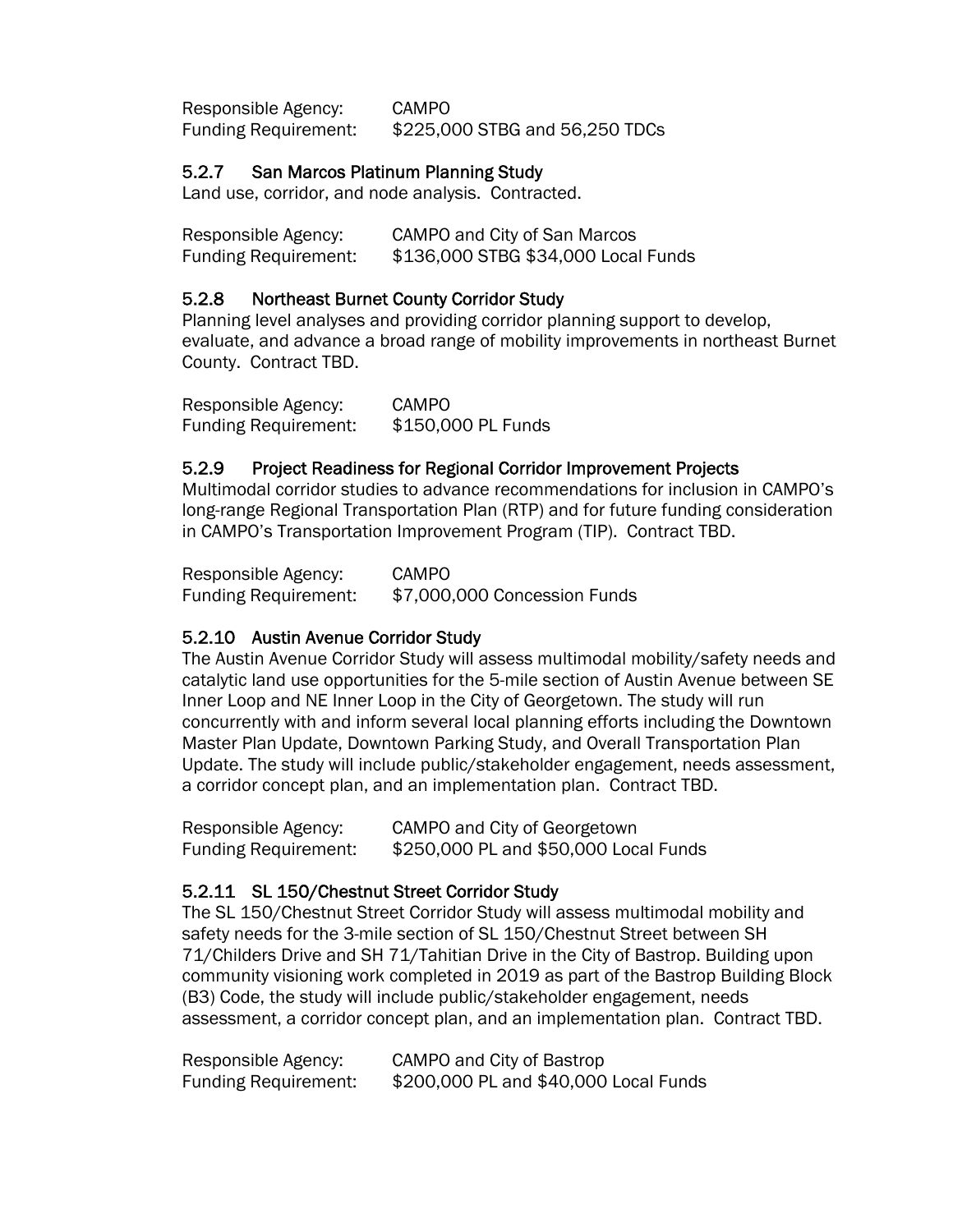Responsible Agency: CAMPO
Funding Requirement: $225,000 STBG and 56,250 TDCs

### 5.2.7 San Marcos Platinum Planning Study

Land use, corridor, and node analysis. Contracted.

Responsible Agency: CAMPO and City of San Marcos
Funding Requirement: $136,000 STBG $34,000 Local Funds

### 5.2.8 Northeast Burnet County Corridor Study

Planning level analyses and providing corridor planning support to develop, evaluate, and advance a broad range of mobility improvements in northeast Burnet County. Contract TBD.

Responsible Agency: CAMPO
Funding Requirement: $150,000 PL Funds

### 5.2.9 Project Readiness for Regional Corridor Improvement Projects

Multimodal corridor studies to advance recommendations for inclusion in CAMPO's long-range Regional Transportation Plan (RTP) and for future funding consideration in CAMPO's Transportation Improvement Program (TIP). Contract TBD.

Responsible Agency: CAMPO
Funding Requirement: $7,000,000 Concession Funds

### 5.2.10 Austin Avenue Corridor Study

The Austin Avenue Corridor Study will assess multimodal mobility/safety needs and catalytic land use opportunities for the 5-mile section of Austin Avenue between SE Inner Loop and NE Inner Loop in the City of Georgetown. The study will run concurrently with and inform several local planning efforts including the Downtown Master Plan Update, Downtown Parking Study, and Overall Transportation Plan Update. The study will include public/stakeholder engagement, needs assessment, a corridor concept plan, and an implementation plan. Contract TBD.

Responsible Agency: CAMPO and City of Georgetown
Funding Requirement: $250,000 PL and $50,000 Local Funds

### 5.2.11 SL 150/Chestnut Street Corridor Study

The SL 150/Chestnut Street Corridor Study will assess multimodal mobility and safety needs for the 3-mile section of SL 150/Chestnut Street between SH 71/Childers Drive and SH 71/Tahitian Drive in the City of Bastrop. Building upon community visioning work completed in 2019 as part of the Bastrop Building Block (B3) Code, the study will include public/stakeholder engagement, needs assessment, a corridor concept plan, and an implementation plan. Contract TBD.

Responsible Agency: CAMPO and City of Bastrop
Funding Requirement: $200,000 PL and $40,000 Local Funds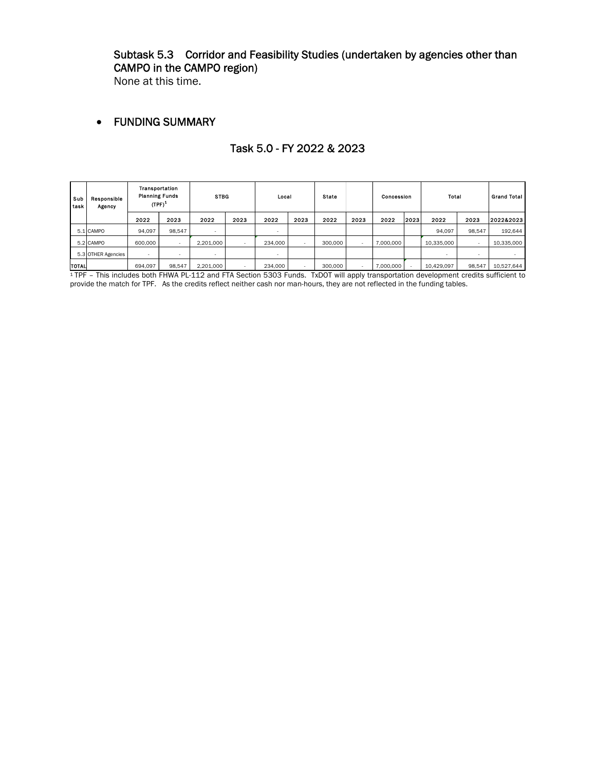### Subtask 5.3 Corridor and Feasibility Studies (undertaken by agencies other than CAMPO in the CAMPO region)

None at this time.

- **FUNDING SUMMARY**

## Task 5.0 - FY 2022 & 2023

| Sub task | Responsible Agency | Transportation Planning Funds (TPF)[1] | | STBG | | Local | | State | | Concession | | Total | | Grand Total |
|---|---|---|---|---|---|---|---|---|---|---|---|---|---|---|
| | | 2022 | 2023 | 2022 | 2023 | 2022 | 2023 | 2022 | 2023 | 2022 | 2023 | 2022 | 2023 | 2022&2023 |
| 5.1 | CAMPO | 94,097 | 98,547 | - | | - | | | | | | 94,097 | 98,547 | 192,644 |
| 5.2 | CAMPO | 600,000 | - | 2,201,000 | - | 234,000 | - | 300,000 | - | 7,000,000 | | 10,335,000 | - | 10,335,000 |
| 5.3 | OTHER Agencies | - | - | - | | - | | | | | | - | - | - |
| TOTAL | | 694,097 | 98,547 | 2,201,000 | - | 234,000 | - | 300,000 | - | 7,000,000 | - | 10,429,097 | 98,547 | 10,527,644 |

[1] TPF – This includes both FHWA PL-112 and FTA Section 5303 Funds. TxDOT will apply transportation development credits sufficient to provide the match for TPF. As the credits reflect neither cash nor man-hours, they are not reflected in the funding tables.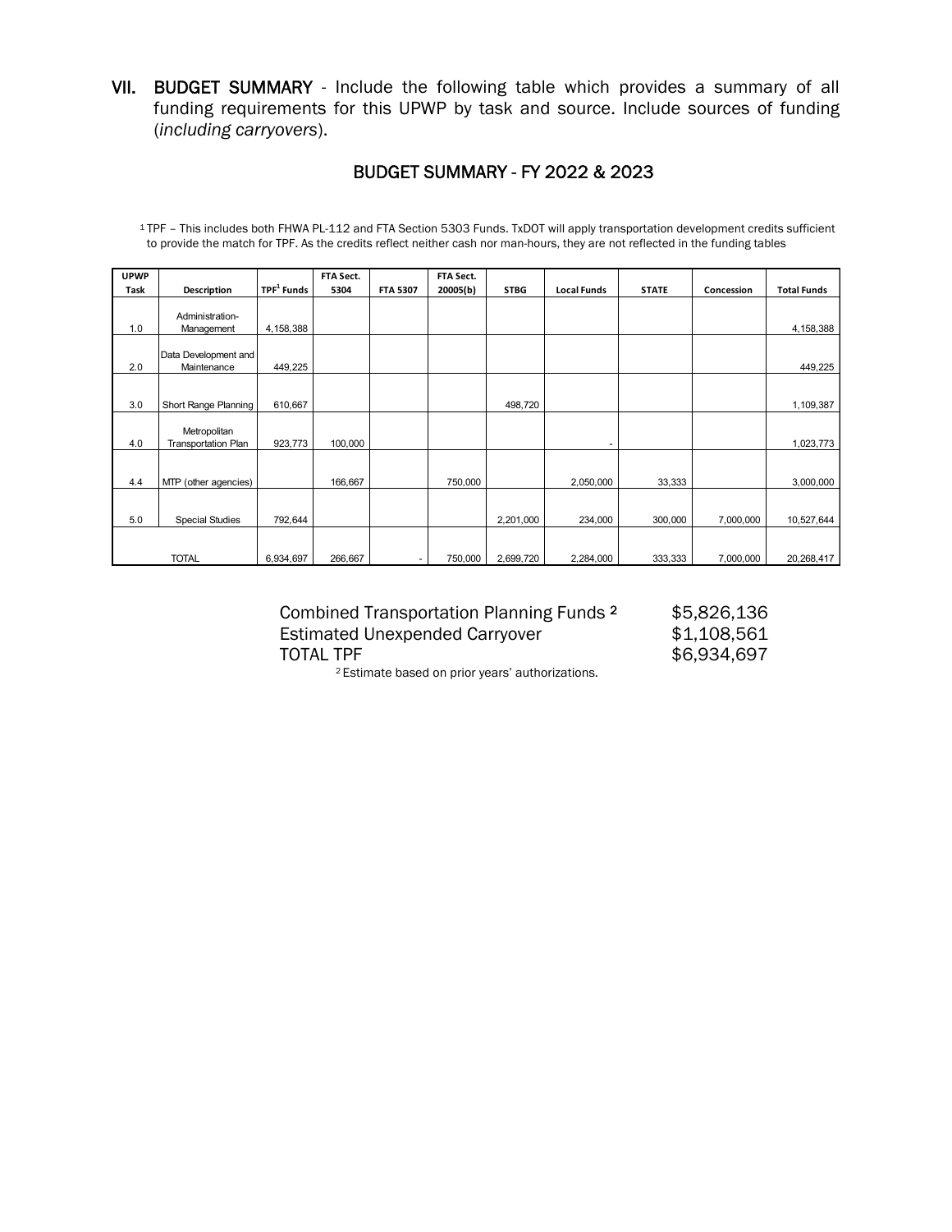VII. **BUDGET SUMMARY** - Include the following table which provides a summary of all funding requirements for this UPWP by task and source. Include sources of funding (*including carryovers*).

## BUDGET SUMMARY - FY 2022 & 2023

[1] TPF – This includes both FHWA PL-112 and FTA Section 5303 Funds. TxDOT will apply transportation development credits sufficient to provide the match for TPF. As the credits reflect neither cash nor man-hours, they are not reflected in the funding tables

| UPWP Task | Description | TPF[1] Funds | FTA Sect. 5304 | FTA 5307 | FTA Sect. 20005(b) | STBG | Local Funds | STATE | Concession | Total Funds |
|---|---|---|---|---|---|---|---|---|---|---|
| 1.0 | Administration-Management | 4,158,388 | | | | | | | | 4,158,388 |
| 2.0 | Data Development and Maintenance | 449,225 | | | | | | | | 449,225 |
| 3.0 | Short Range Planning | 610,667 | | | | 498,720 | | | | 1,109,387 |
| 4.0 | Metropolitan Transportation Plan | 923,773 | 100,000 | | | | - | | | 1,023,773 |
| 4.4 | MTP (other agencies) | | 166,667 | | 750,000 | | 2,050,000 | 33,333 | | 3,000,000 |
| 5.0 | Special Studies | 792,644 | | | | 2,201,000 | 234,000 | 300,000 | 7,000,000 | 10,527,644 |
| | TOTAL | 6,934,697 | 266,667 | - | 750,000 | 2,699,720 | 2,284,000 | 333,333 | 7,000,000 | 20,268,417 |

| | |
|---|---|
| Combined Transportation Planning Funds [2] | $5,826,136 |
| Estimated Unexpended Carryover | $1,108,561 |
| TOTAL TPF | $6,934,697 |

[2] Estimate based on prior years' authorizations.